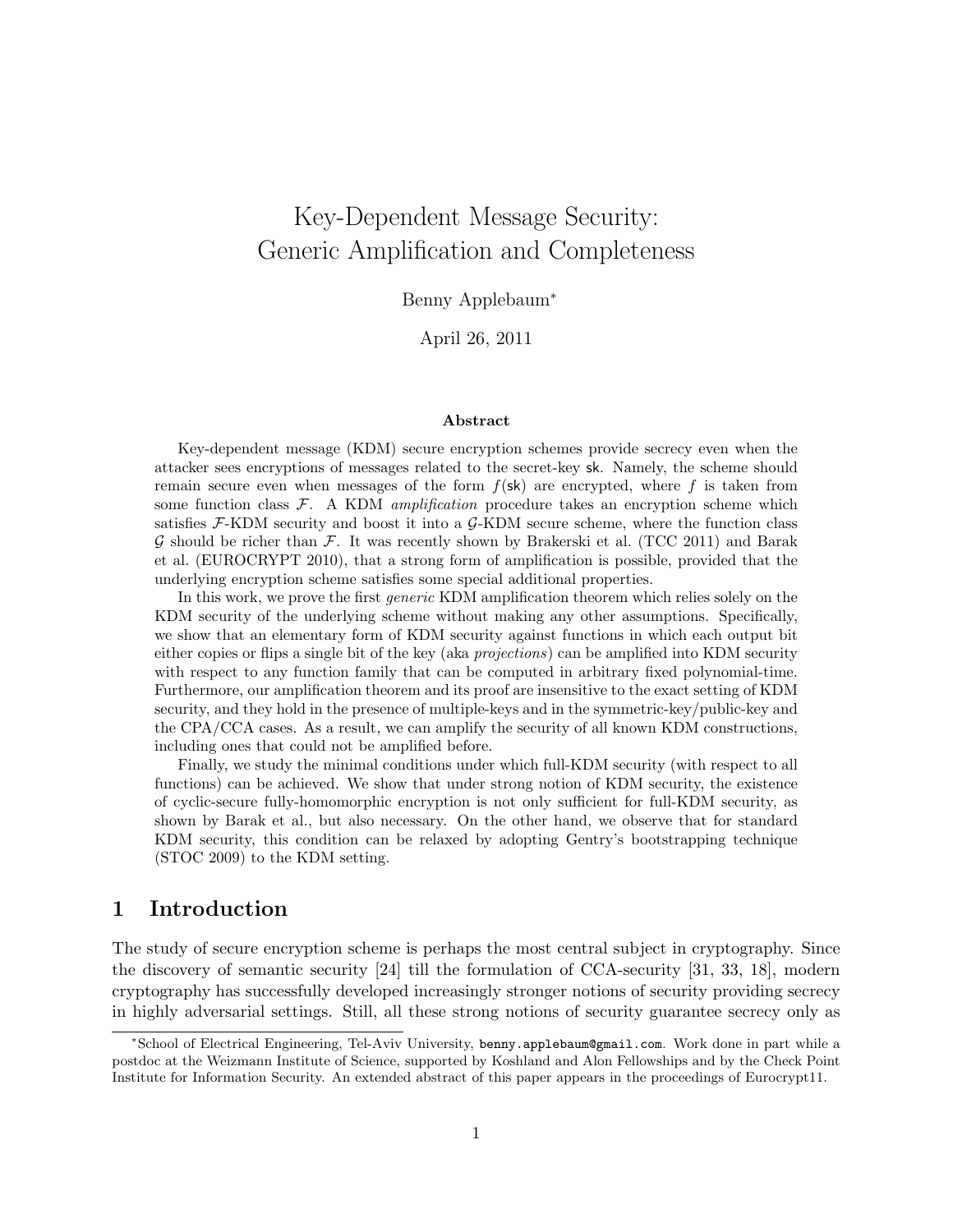# Key-Dependent Message Security: Generic Amplification and Completeness

Benny Applebaum*

April 26, 2011

### Abstract

Key-dependent message (KDM) secure encryption schemes provide secrecy even when the attacker sees encryptions of messages related to the secret-key $\mathsf{sk}$. Namely, the scheme should remain secure even when messages of the form $f(\mathsf{sk})$ are encrypted, where $f$ is taken from some function class $\mathcal{F}$. A KDM *amplification* procedure takes an encryption scheme which satisfies $\mathcal{F}$-KDM security and boost it into a $\mathcal{G}$-KDM secure scheme, where the function class $\mathcal{G}$ should be richer than $\mathcal{F}$. It was recently shown by Brakerski et al. (TCC 2011) and Barak et al. (EUROCRYPT 2010), that a strong form of amplification is possible, provided that the underlying encryption scheme satisfies some special additional properties.

In this work, we prove the first *generic* KDM amplification theorem which relies solely on the KDM security of the underlying scheme without making any other assumptions. Specifically, we show that an elementary form of KDM security against functions in which each output bit either copies or flips a single bit of the key (aka *projections*) can be amplified into KDM security with respect to any function family that can be computed in arbitrary fixed polynomial-time. Furthermore, our amplification theorem and its proof are insensitive to the exact setting of KDM security, and they hold in the presence of multiple-keys and in the symmetric-key/public-key and the CPA/CCA cases. As a result, we can amplify the security of all known KDM constructions, including ones that could not be amplified before.

Finally, we study the minimal conditions under which full-KDM security (with respect to all functions) can be achieved. We show that under strong notion of KDM security, the existence of cyclic-secure fully-homomorphic encryption is not only sufficient for full-KDM security, as shown by Barak et al., but also necessary. On the other hand, we observe that for standard KDM security, this condition can be relaxed by adopting Gentry's bootstrapping technique (STOC 2009) to the KDM setting.

## 1 Introduction

The study of secure encryption scheme is perhaps the most central subject in cryptography. Since the discovery of semantic security [24] till the formulation of CCA-security [31, 33, 18], modern cryptography has successfully developed increasingly stronger notions of security providing secrecy in highly adversarial settings. Still, all these strong notions of security guarantee secrecy only as

*School of Electrical Engineering, Tel-Aviv University, `benny.applebaum@gmail.com`. Work done in part while a postdoc at the Weizmann Institute of Science, supported by Koshland and Alon Fellowships and by the Check Point Institute for Information Security. An extended abstract of this paper appears in the proceedings of Eurocrypt11.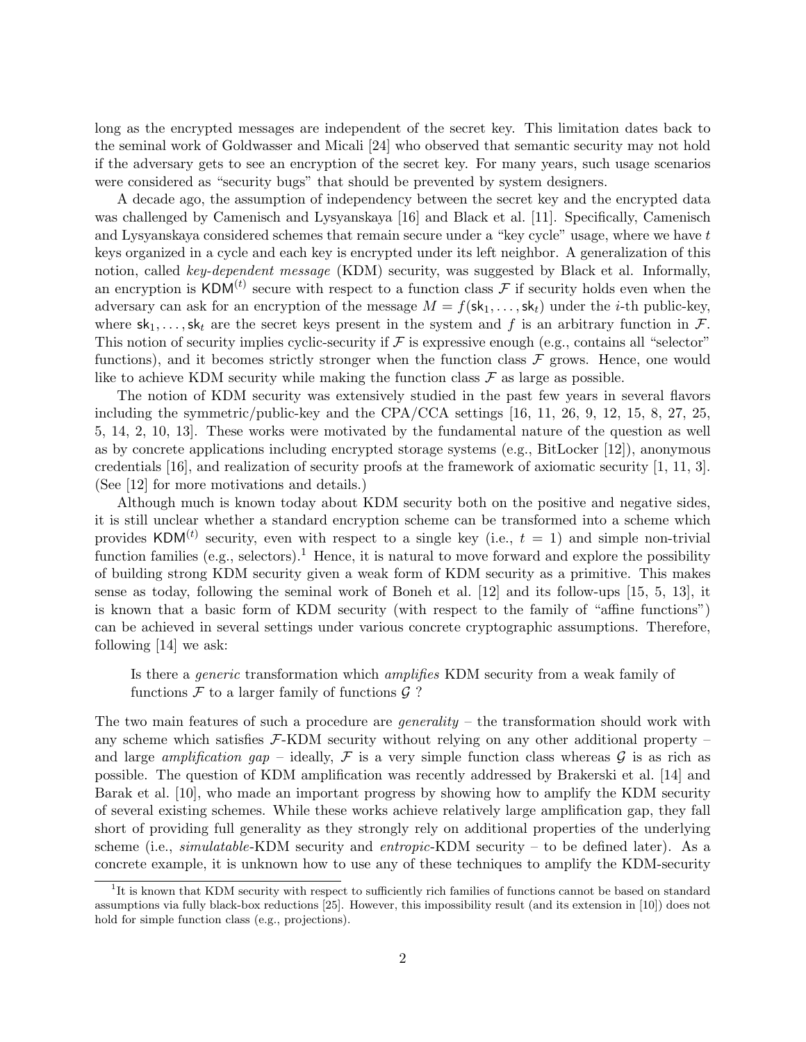long as the encrypted messages are independent of the secret key. This limitation dates back to the seminal work of Goldwasser and Micali [24] who observed that semantic security may not hold if the adversary gets to see an encryption of the secret key. For many years, such usage scenarios were considered as "security bugs" that should be prevented by system designers.

A decade ago, the assumption of independency between the secret key and the encrypted data was challenged by Camenisch and Lysyanskaya [16] and Black et al. [11]. Specifically, Camenisch and Lysyanskaya considered schemes that remain secure under a "key cycle" usage, where we have $t$ keys organized in a cycle and each key is encrypted under its left neighbor. A generalization of this notion, called *key-dependent message* (KDM) security, was suggested by Black et al. Informally, an encryption is $\mathsf{KDM}^{(t)}$ secure with respect to a function class $\mathcal{F}$ if security holds even when the adversary can ask for an encryption of the message $M = f(\mathsf{sk}_1, \ldots, \mathsf{sk}_t)$ under the $i$-th public-key, where $\mathsf{sk}_1, \ldots, \mathsf{sk}_t$ are the secret keys present in the system and $f$ is an arbitrary function in $\mathcal{F}$. This notion of security implies cyclic-security if $\mathcal{F}$ is expressive enough (e.g., contains all "selector" functions), and it becomes strictly stronger when the function class $\mathcal{F}$ grows. Hence, one would like to achieve KDM security while making the function class $\mathcal{F}$ as large as possible.

The notion of KDM security was extensively studied in the past few years in several flavors including the symmetric/public-key and the CPA/CCA settings [16, 11, 26, 9, 12, 15, 8, 27, 25, 5, 14, 2, 10, 13]. These works were motivated by the fundamental nature of the question as well as by concrete applications including encrypted storage systems (e.g., BitLocker [12]), anonymous credentials [16], and realization of security proofs at the framework of axiomatic security [1, 11, 3]. (See [12] for more motivations and details.)

Although much is known today about KDM security both on the positive and negative sides, it is still unclear whether a standard encryption scheme can be transformed into a scheme which provides $\mathsf{KDM}^{(t)}$ security, even with respect to a single key (i.e., $t = 1$) and simple non-trivial function families (e.g., selectors).[1] Hence, it is natural to move forward and explore the possibility of building strong KDM security given a weak form of KDM security as a primitive. This makes sense as today, following the seminal work of Boneh et al. [12] and its follow-ups [15, 5, 13], it is known that a basic form of KDM security (with respect to the family of "affine functions") can be achieved in several settings under various concrete cryptographic assumptions. Therefore, following [14] we ask:

> Is there a *generic* transformation which *amplifies* KDM security from a weak family of functions $\mathcal{F}$ to a larger family of functions $\mathcal{G}$ ?

The two main features of such a procedure are *generality* – the transformation should work with any scheme which satisfies $\mathcal{F}$-KDM security without relying on any other additional property – and large *amplification gap* – ideally, $\mathcal{F}$ is a very simple function class whereas $\mathcal{G}$ is as rich as possible. The question of KDM amplification was recently addressed by Brakerski et al. [14] and Barak et al. [10], who made an important progress by showing how to amplify the KDM security of several existing schemes. While these works achieve relatively large amplification gap, they fall short of providing full generality as they strongly rely on additional properties of the underlying scheme (i.e., *simulatable*-KDM security and *entropic*-KDM security – to be defined later). As a concrete example, it is unknown how to use any of these techniques to amplify the KDM-security

[1] It is known that KDM security with respect to sufficiently rich families of functions cannot be based on standard assumptions via fully black-box reductions [25]. However, this impossibility result (and its extension in [10]) does not hold for simple function class (e.g., projections).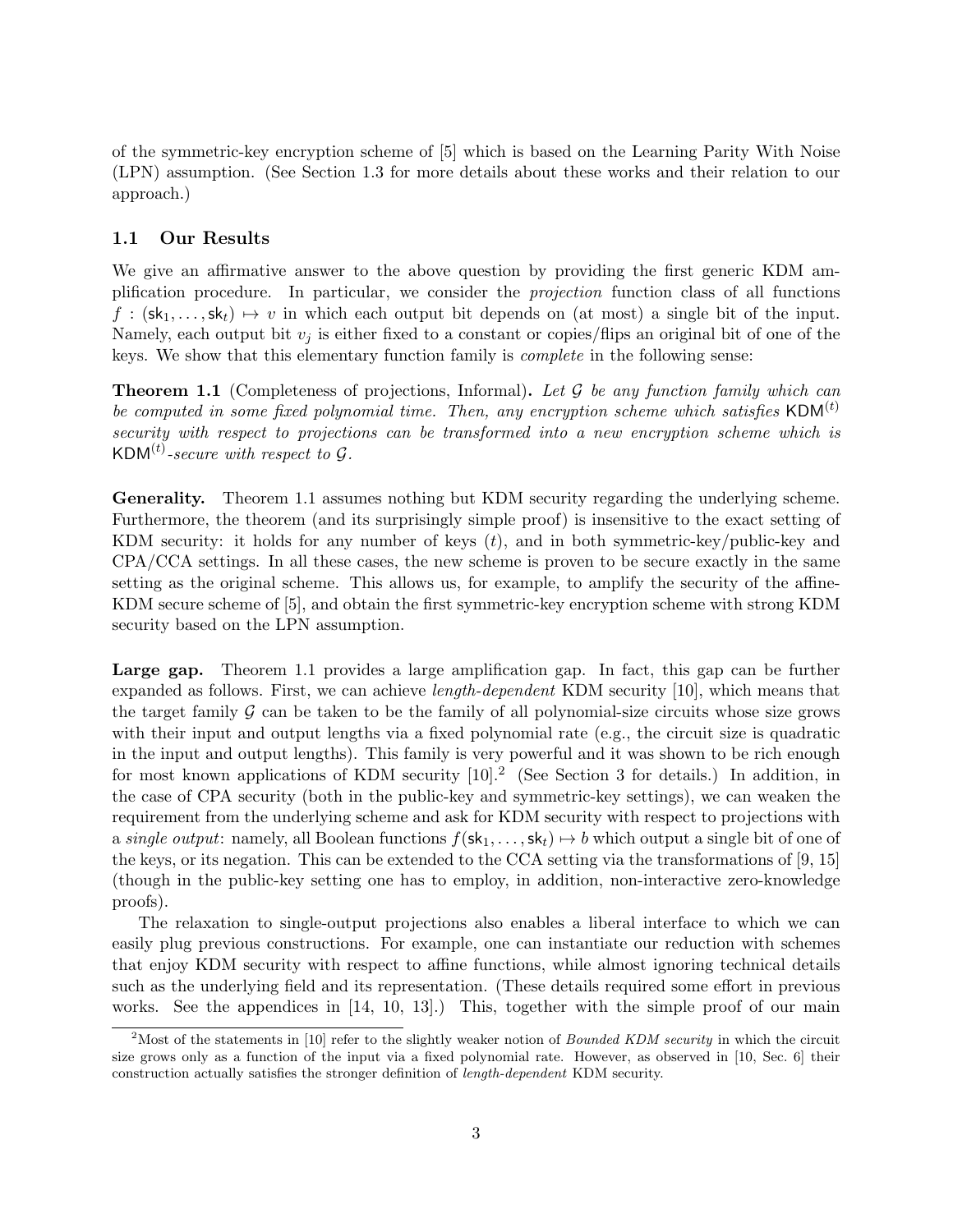of the symmetric-key encryption scheme of [5] which is based on the Learning Parity With Noise (LPN) assumption. (See Section 1.3 for more details about these works and their relation to our approach.)

## 1.1 Our Results

We give an affirmative answer to the above question by providing the first generic KDM amplification procedure. In particular, we consider the *projection* function class of all functions $f : (\mathsf{sk}_1, \ldots, \mathsf{sk}_t) \mapsto v$ in which each output bit depends on (at most) a single bit of the input. Namely, each output bit $v_j$ is either fixed to a constant or copies/flips an original bit of one of the keys. We show that this elementary function family is *complete* in the following sense:

**Theorem 1.1** (Completeness of projections, Informal)**.** *Let $\mathcal{G}$ be any function family which can be computed in some fixed polynomial time. Then, any encryption scheme which satisfies $\mathsf{KDM}^{(t)}$ security with respect to projections can be transformed into a new encryption scheme which is $\mathsf{KDM}^{(t)}$-secure with respect to $\mathcal{G}$.*

**Generality.** Theorem 1.1 assumes nothing but KDM security regarding the underlying scheme. Furthermore, the theorem (and its surprisingly simple proof) is insensitive to the exact setting of KDM security: it holds for any number of keys ($t$), and in both symmetric-key/public-key and CPA/CCA settings. In all these cases, the new scheme is proven to be secure exactly in the same setting as the original scheme. This allows us, for example, to amplify the security of the affine-KDM secure scheme of [5], and obtain the first symmetric-key encryption scheme with strong KDM security based on the LPN assumption.

**Large gap.** Theorem 1.1 provides a large amplification gap. In fact, this gap can be further expanded as follows. First, we can achieve *length-dependent* KDM security [10], which means that the target family $\mathcal{G}$ can be taken to be the family of all polynomial-size circuits whose size grows with their input and output lengths via a fixed polynomial rate (e.g., the circuit size is quadratic in the input and output lengths). This family is very powerful and it was shown to be rich enough for most known applications of KDM security [10].[2] (See Section 3 for details.) In addition, in the case of CPA security (both in the public-key and symmetric-key settings), we can weaken the requirement from the underlying scheme and ask for KDM security with respect to projections with a *single output*: namely, all Boolean functions $f(\mathsf{sk}_1, \ldots, \mathsf{sk}_t) \mapsto b$ which output a single bit of one of the keys, or its negation. This can be extended to the CCA setting via the transformations of [9, 15] (though in the public-key setting one has to employ, in addition, non-interactive zero-knowledge proofs).

The relaxation to single-output projections also enables a liberal interface to which we can easily plug previous constructions. For example, one can instantiate our reduction with schemes that enjoy KDM security with respect to affine functions, while almost ignoring technical details such as the underlying field and its representation. (These details required some effort in previous works. See the appendices in [14, 10, 13].) This, together with the simple proof of our main

[2] Most of the statements in [10] refer to the slightly weaker notion of *Bounded KDM security* in which the circuit size grows only as a function of the input via a fixed polynomial rate. However, as observed in [10, Sec. 6] their construction actually satisfies the stronger definition of *length-dependent* KDM security.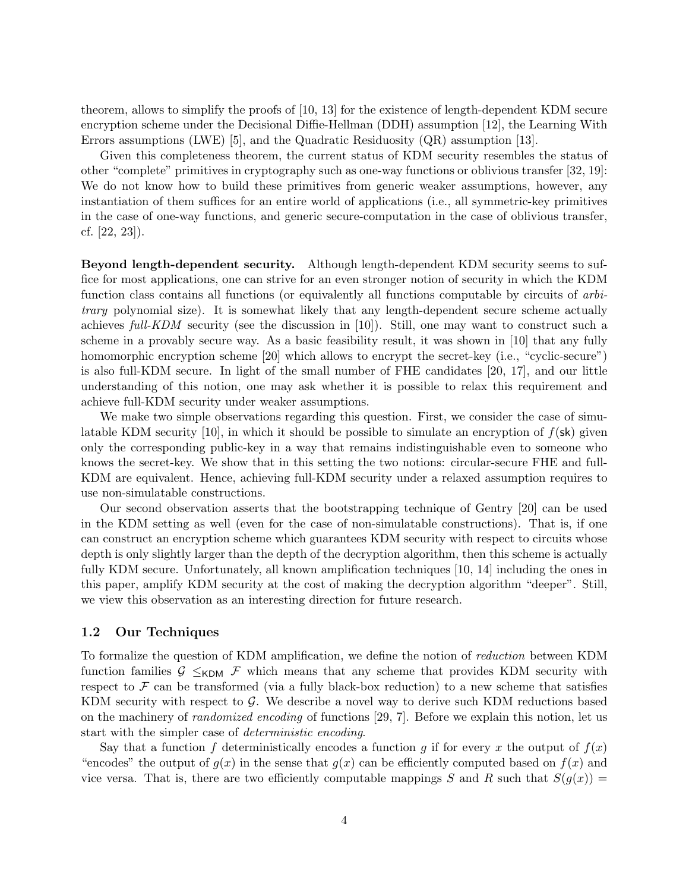theorem, allows to simplify the proofs of [10, 13] for the existence of length-dependent KDM secure encryption scheme under the Decisional Diffie-Hellman (DDH) assumption [12], the Learning With Errors assumptions (LWE) [5], and the Quadratic Residuosity (QR) assumption [13].

Given this completeness theorem, the current status of KDM security resembles the status of other "complete" primitives in cryptography such as one-way functions or oblivious transfer [32, 19]: We do not know how to build these primitives from generic weaker assumptions, however, any instantiation of them suffices for an entire world of applications (i.e., all symmetric-key primitives in the case of one-way functions, and generic secure-computation in the case of oblivious transfer, cf. [22, 23]).

**Beyond length-dependent security.** Although length-dependent KDM security seems to suffice for most applications, one can strive for an even stronger notion of security in which the KDM function class contains all functions (or equivalently all functions computable by circuits of *arbitrary* polynomial size). It is somewhat likely that any length-dependent secure scheme actually achieves *full-KDM* security (see the discussion in [10]). Still, one may want to construct such a scheme in a provably secure way. As a basic feasibility result, it was shown in [10] that any fully homomorphic encryption scheme [20] which allows to encrypt the secret-key (i.e., "cyclic-secure") is also full-KDM secure. In light of the small number of FHE candidates [20, 17], and our little understanding of this notion, one may ask whether it is possible to relax this requirement and achieve full-KDM security under weaker assumptions.

We make two simple observations regarding this question. First, we consider the case of simulatable KDM security [10], in which it should be possible to simulate an encryption of $f(\mathsf{sk})$ given only the corresponding public-key in a way that remains indistinguishable even to someone who knows the secret-key. We show that in this setting the two notions: circular-secure FHE and full-KDM are equivalent. Hence, achieving full-KDM security under a relaxed assumption requires to use non-simulatable constructions.

Our second observation asserts that the bootstrapping technique of Gentry [20] can be used in the KDM setting as well (even for the case of non-simulatable constructions). That is, if one can construct an encryption scheme which guarantees KDM security with respect to circuits whose depth is only slightly larger than the depth of the decryption algorithm, then this scheme is actually fully KDM secure. Unfortunately, all known amplification techniques [10, 14] including the ones in this paper, amplify KDM security at the cost of making the decryption algorithm "deeper". Still, we view this observation as an interesting direction for future research.

## 1.2 Our Techniques

To formalize the question of KDM amplification, we define the notion of *reduction* between KDM function families $\mathcal{G} \leq_{\mathsf{KDM}} \mathcal{F}$ which means that any scheme that provides KDM security with respect to $\mathcal{F}$ can be transformed (via a fully black-box reduction) to a new scheme that satisfies KDM security with respect to $\mathcal{G}$. We describe a novel way to derive such KDM reductions based on the machinery of *randomized encoding* of functions [29, 7]. Before we explain this notion, let us start with the simpler case of *deterministic encoding*.

Say that a function $f$ deterministically encodes a function $g$ if for every $x$ the output of $f(x)$ "encodes" the output of $g(x)$ in the sense that $g(x)$ can be efficiently computed based on $f(x)$ and vice versa. That is, there are two efficiently computable mappings $S$ and $R$ such that $S(g(x)) =$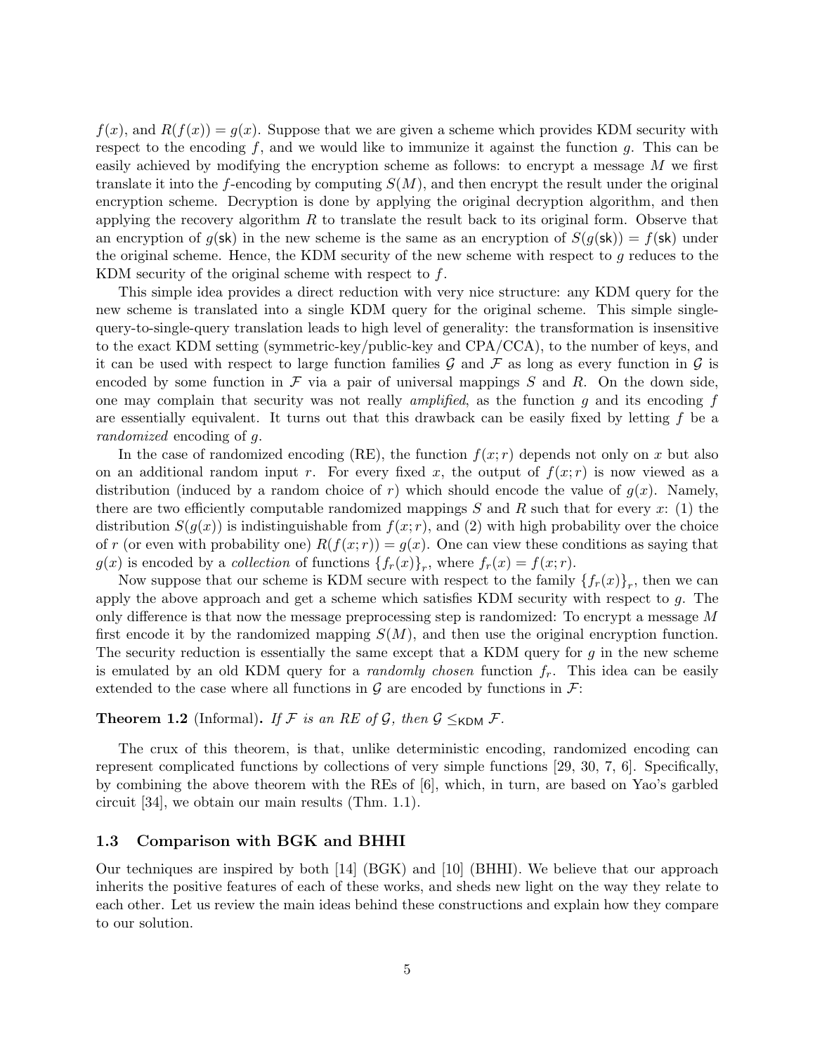$f(x)$, and $R(f(x)) = g(x)$. Suppose that we are given a scheme which provides KDM security with respect to the encoding $f$, and we would like to immunize it against the function $g$. This can be easily achieved by modifying the encryption scheme as follows: to encrypt a message $M$ we first translate it into the $f$-encoding by computing $S(M)$, and then encrypt the result under the original encryption scheme. Decryption is done by applying the original decryption algorithm, and then applying the recovery algorithm $R$ to translate the result back to its original form. Observe that an encryption of $g(\mathsf{sk})$ in the new scheme is the same as an encryption of $S(g(\mathsf{sk})) = f(\mathsf{sk})$ under the original scheme. Hence, the KDM security of the new scheme with respect to $g$ reduces to the KDM security of the original scheme with respect to $f$.

This simple idea provides a direct reduction with very nice structure: any KDM query for the new scheme is translated into a single KDM query for the original scheme. This simple single-query-to-single-query translation leads to high level of generality: the transformation is insensitive to the exact KDM setting (symmetric-key/public-key and CPA/CCA), to the number of keys, and it can be used with respect to large function families $\mathcal{G}$ and $\mathcal{F}$ as long as every function in $\mathcal{G}$ is encoded by some function in $\mathcal{F}$ via a pair of universal mappings $S$ and $R$. On the down side, one may complain that security was not really *amplified*, as the function $g$ and its encoding $f$ are essentially equivalent. It turns out that this drawback can be easily fixed by letting $f$ be a *randomized* encoding of $g$.

In the case of randomized encoding (RE), the function $f(x;r)$ depends not only on $x$ but also on an additional random input $r$. For every fixed $x$, the output of $f(x;r)$ is now viewed as a distribution (induced by a random choice of $r$) which should encode the value of $g(x)$. Namely, there are two efficiently computable randomized mappings $S$ and $R$ such that for every $x$: (1) the distribution $S(g(x))$ is indistinguishable from $f(x;r)$, and (2) with high probability over the choice of $r$ (or even with probability one) $R(f(x;r)) = g(x)$. One can view these conditions as saying that $g(x)$ is encoded by a *collection* of functions $\{f_r(x)\}_r$, where $f_r(x) = f(x;r)$.

Now suppose that our scheme is KDM secure with respect to the family $\{f_r(x)\}_r$, then we can apply the above approach and get a scheme which satisfies KDM security with respect to $g$. The only difference is that now the message preprocessing step is randomized: To encrypt a message $M$ first encode it by the randomized mapping $S(M)$, and then use the original encryption function. The security reduction is essentially the same except that a KDM query for $g$ in the new scheme is emulated by an old KDM query for a *randomly chosen* function $f_r$. This idea can be easily extended to the case where all functions in $\mathcal{G}$ are encoded by functions in $\mathcal{F}$:

**Theorem 1.2** (Informal). *If $\mathcal{F}$ is an RE of $\mathcal{G}$, then $\mathcal{G} \leq_{\mathsf{KDM}} \mathcal{F}$.*

The crux of this theorem, is that, unlike deterministic encoding, randomized encoding can represent complicated functions by collections of very simple functions [29, 30, 7, 6]. Specifically, by combining the above theorem with the REs of [6], which, in turn, are based on Yao's garbled circuit [34], we obtain our main results (Thm. 1.1).

### 1.3 Comparison with BGK and BHHI

Our techniques are inspired by both [14] (BGK) and [10] (BHHI). We believe that our approach inherits the positive features of each of these works, and sheds new light on the way they relate to each other. Let us review the main ideas behind these constructions and explain how they compare to our solution.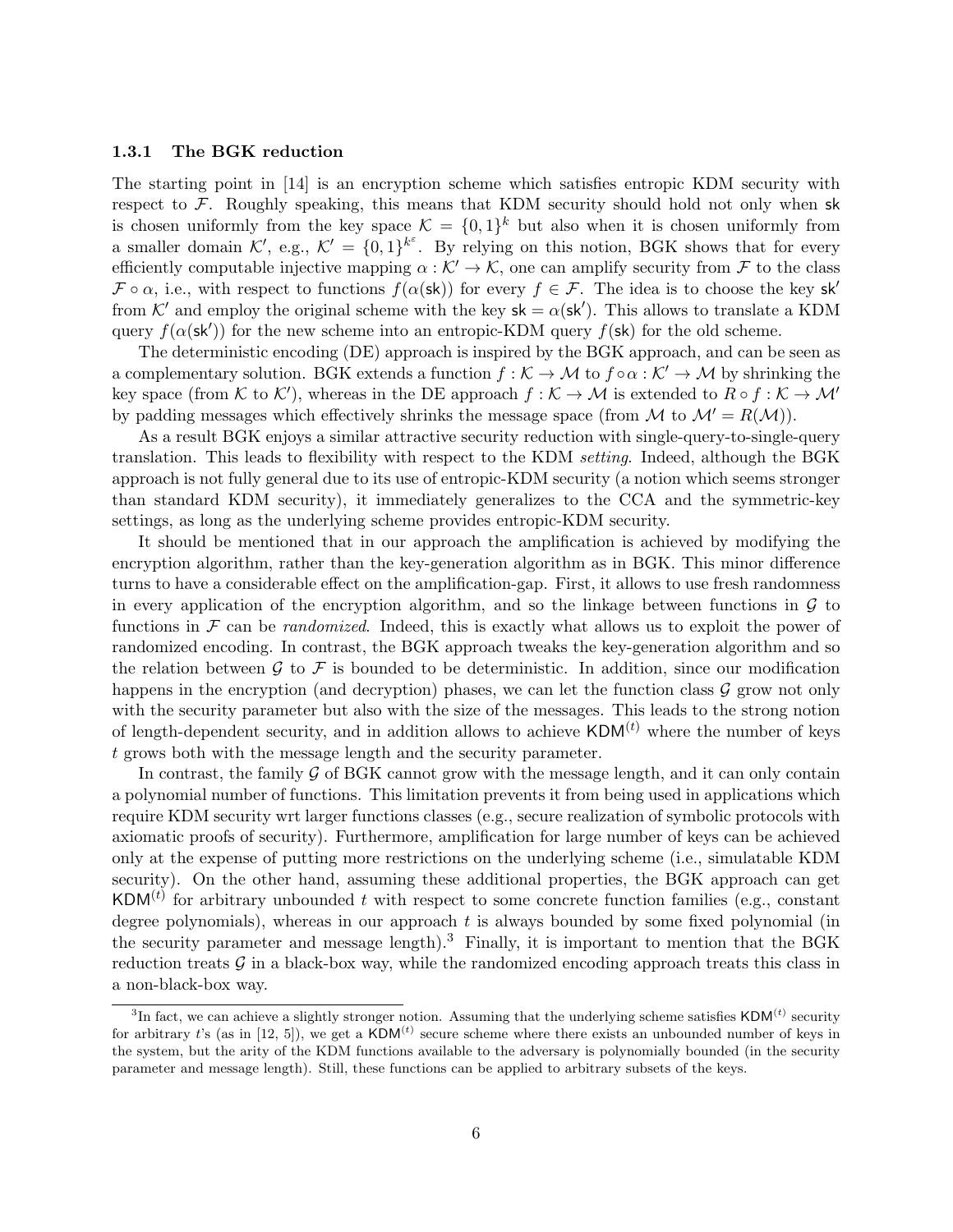### 1.3.1 The BGK reduction

The starting point in [14] is an encryption scheme which satisfies entropic KDM security with respect to $\mathcal{F}$. Roughly speaking, this means that KDM security should hold not only when $\mathsf{sk}$ is chosen uniformly from the key space $\mathcal{K} = \{0,1\}^k$ but also when it is chosen uniformly from a smaller domain $\mathcal{K}'$, e.g., $\mathcal{K}' = \{0,1\}^{k^\varepsilon}$. By relying on this notion, BGK shows that for every efficiently computable injective mapping $\alpha : \mathcal{K}' \to \mathcal{K}$, one can amplify security from $\mathcal{F}$ to the class $\mathcal{F} \circ \alpha$, i.e., with respect to functions $f(\alpha(\mathsf{sk}))$ for every $f \in \mathcal{F}$. The idea is to choose the key $\mathsf{sk}'$ from $\mathcal{K}'$ and employ the original scheme with the key $\mathsf{sk} = \alpha(\mathsf{sk}')$. This allows to translate a KDM query $f(\alpha(\mathsf{sk}'))$ for the new scheme into an entropic-KDM query $f(\mathsf{sk})$ for the old scheme.

The deterministic encoding (DE) approach is inspired by the BGK approach, and can be seen as a complementary solution. BGK extends a function $f : \mathcal{K} \to \mathcal{M}$ to $f \circ \alpha : \mathcal{K}' \to \mathcal{M}$ by shrinking the key space (from $\mathcal{K}$ to $\mathcal{K}'$), whereas in the DE approach $f : \mathcal{K} \to \mathcal{M}$ is extended to $R \circ f : \mathcal{K} \to \mathcal{M}'$ by padding messages which effectively shrinks the message space (from $\mathcal{M}$ to $\mathcal{M}' = R(\mathcal{M})$).

As a result BGK enjoys a similar attractive security reduction with single-query-to-single-query translation. This leads to flexibility with respect to the KDM *setting*. Indeed, although the BGK approach is not fully general due to its use of entropic-KDM security (a notion which seems stronger than standard KDM security), it immediately generalizes to the CCA and the symmetric-key settings, as long as the underlying scheme provides entropic-KDM security.

It should be mentioned that in our approach the amplification is achieved by modifying the encryption algorithm, rather than the key-generation algorithm as in BGK. This minor difference turns to have a considerable effect on the amplification-gap. First, it allows to use fresh randomness in every application of the encryption algorithm, and so the linkage between functions in $\mathcal{G}$ to functions in $\mathcal{F}$ can be *randomized*. Indeed, this is exactly what allows us to exploit the power of randomized encoding. In contrast, the BGK approach tweaks the key-generation algorithm and so the relation between $\mathcal{G}$ to $\mathcal{F}$ is bounded to be deterministic. In addition, since our modification happens in the encryption (and decryption) phases, we can let the function class $\mathcal{G}$ grow not only with the security parameter but also with the size of the messages. This leads to the strong notion of length-dependent security, and in addition allows to achieve $\mathsf{KDM}^{(t)}$ where the number of keys $t$ grows both with the message length and the security parameter.

In contrast, the family $\mathcal{G}$ of BGK cannot grow with the message length, and it can only contain a polynomial number of functions. This limitation prevents it from being used in applications which require KDM security wrt larger functions classes (e.g., secure realization of symbolic protocols with axiomatic proofs of security). Furthermore, amplification for large number of keys can be achieved only at the expense of putting more restrictions on the underlying scheme (i.e., simulatable KDM security). On the other hand, assuming these additional properties, the BGK approach can get $\mathsf{KDM}^{(t)}$ for arbitrary unbounded $t$ with respect to some concrete function families (e.g., constant degree polynomials), whereas in our approach $t$ is always bounded by some fixed polynomial (in the security parameter and message length).[3] Finally, it is important to mention that the BGK reduction treats $\mathcal{G}$ in a black-box way, while the randomized encoding approach treats this class in a non-black-box way.

[3] In fact, we can achieve a slightly stronger notion. Assuming that the underlying scheme satisfies $\mathsf{KDM}^{(t)}$ security for arbitrary $t$'s (as in [12, 5]), we get a $\mathsf{KDM}^{(t)}$ secure scheme where there exists an unbounded number of keys in the system, but the arity of the KDM functions available to the adversary is polynomially bounded (in the security parameter and message length). Still, these functions can be applied to arbitrary subsets of the keys.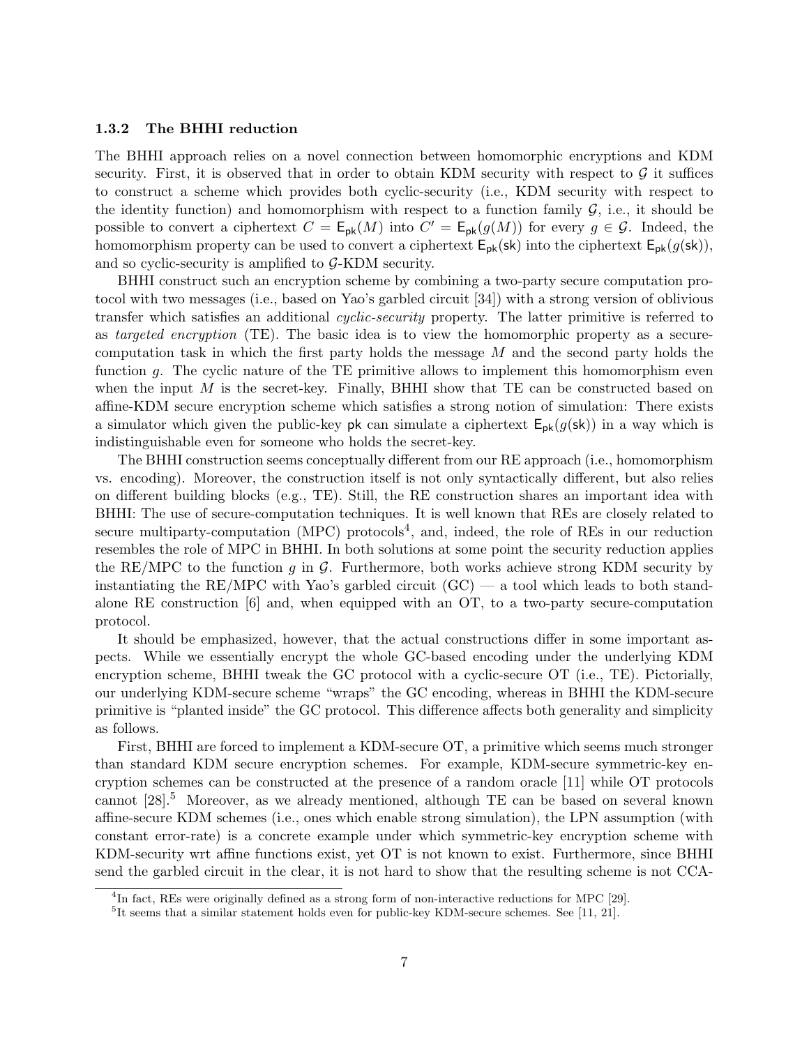### 1.3.2 The BHHI reduction

The BHHI approach relies on a novel connection between homomorphic encryptions and KDM security. First, it is observed that in order to obtain KDM security with respect to $\mathcal{G}$ it suffices to construct a scheme which provides both cyclic-security (i.e., KDM security with respect to the identity function) and homomorphism with respect to a function family $\mathcal{G}$, i.e., it should be possible to convert a ciphertext $C = \mathsf{E}_{\mathsf{pk}}(M)$ into $C' = \mathsf{E}_{\mathsf{pk}}(g(M))$ for every $g \in \mathcal{G}$. Indeed, the homomorphism property can be used to convert a ciphertext $\mathsf{E}_{\mathsf{pk}}(\mathsf{sk})$ into the ciphertext $\mathsf{E}_{\mathsf{pk}}(g(\mathsf{sk}))$, and so cyclic-security is amplified to $\mathcal{G}$-KDM security.

BHHI construct such an encryption scheme by combining a two-party secure computation protocol with two messages (i.e., based on Yao's garbled circuit [34]) with a strong version of oblivious transfer which satisfies an additional *cyclic-security* property. The latter primitive is referred to as *targeted encryption* (TE). The basic idea is to view the homomorphic property as a secure-computation task in which the first party holds the message $M$ and the second party holds the function $g$. The cyclic nature of the TE primitive allows to implement this homomorphism even when the input $M$ is the secret-key. Finally, BHHI show that TE can be constructed based on affine-KDM secure encryption scheme which satisfies a strong notion of simulation: There exists a simulator which given the public-key $\mathsf{pk}$ can simulate a ciphertext $\mathsf{E}_{\mathsf{pk}}(g(\mathsf{sk}))$ in a way which is indistinguishable even for someone who holds the secret-key.

The BHHI construction seems conceptually different from our RE approach (i.e., homomorphism vs. encoding). Moreover, the construction itself is not only syntactically different, but also relies on different building blocks (e.g., TE). Still, the RE construction shares an important idea with BHHI: The use of secure-computation techniques. It is well known that REs are closely related to secure multiparty-computation (MPC) protocols[4], and, indeed, the role of REs in our reduction resembles the role of MPC in BHHI. In both solutions at some point the security reduction applies the RE/MPC to the function $g$ in $\mathcal{G}$. Furthermore, both works achieve strong KDM security by instantiating the RE/MPC with Yao's garbled circuit (GC) — a tool which leads to both stand-alone RE construction [6] and, when equipped with an OT, to a two-party secure-computation protocol.

It should be emphasized, however, that the actual constructions differ in some important aspects. While we essentially encrypt the whole GC-based encoding under the underlying KDM encryption scheme, BHHI tweak the GC protocol with a cyclic-secure OT (i.e., TE). Pictorially, our underlying KDM-secure scheme "wraps" the GC encoding, whereas in BHHI the KDM-secure primitive is "planted inside" the GC protocol. This difference affects both generality and simplicity as follows.

First, BHHI are forced to implement a KDM-secure OT, a primitive which seems much stronger than standard KDM secure encryption schemes. For example, KDM-secure symmetric-key encryption schemes can be constructed at the presence of a random oracle [11] while OT protocols cannot [28].[5] Moreover, as we already mentioned, although TE can be based on several known affine-secure KDM schemes (i.e., ones which enable strong simulation), the LPN assumption (with constant error-rate) is a concrete example under which symmetric-key encryption scheme with KDM-security wrt affine functions exist, yet OT is not known to exist. Furthermore, since BHHI send the garbled circuit in the clear, it is not hard to show that the resulting scheme is not CCA-

[4] In fact, REs were originally defined as a strong form of non-interactive reductions for MPC [29].

[5] It seems that a similar statement holds even for public-key KDM-secure schemes. See [11, 21].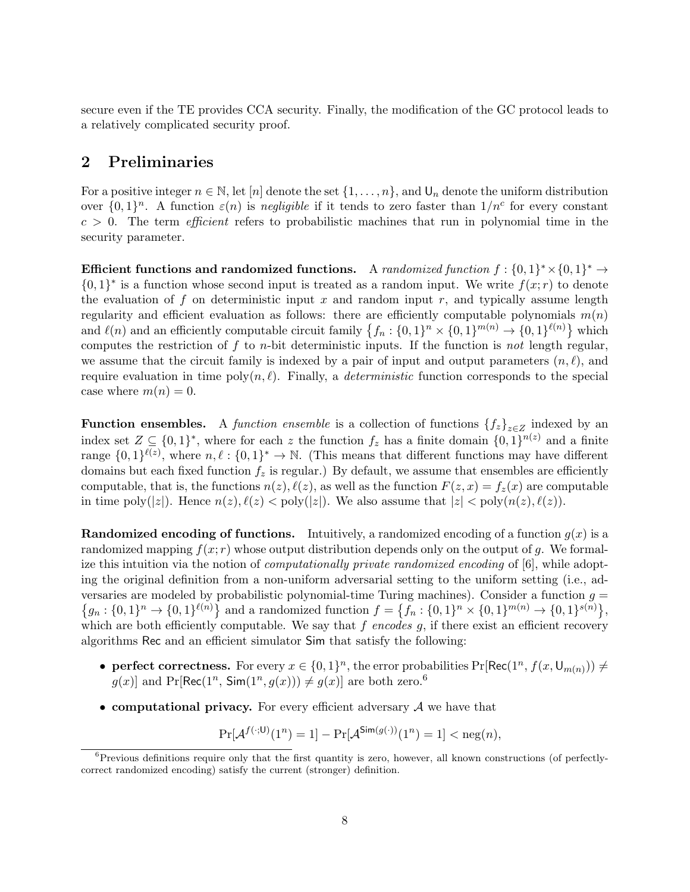secure even if the TE provides CCA security. Finally, the modification of the GC protocol leads to a relatively complicated security proof.

## 2 Preliminaries

For a positive integer $n \in \mathbb{N}$, let $[n]$ denote the set $\{1, \dots, n\}$, and $\mathsf{U}_n$ denote the uniform distribution over $\{0,1\}^n$. A function $\varepsilon(n)$ is *negligible* if it tends to zero faster than $1/n^c$ for every constant $c > 0$. The term *efficient* refers to probabilistic machines that run in polynomial time in the security parameter.

**Efficient functions and randomized functions.** A *randomized function* $f : \{0,1\}^* \times \{0,1\}^* \to \{0,1\}^*$ is a function whose second input is treated as a random input. We write $f(x; r)$ to denote the evaluation of $f$ on deterministic input $x$ and random input $r$, and typically assume length regularity and efficient evaluation as follows: there are efficiently computable polynomials $m(n)$ and $\ell(n)$ and an efficiently computable circuit family $\{f_n : \{0,1\}^n \times \{0,1\}^{m(n)} \to \{0,1\}^{\ell(n)}\}$ which computes the restriction of $f$ to $n$-bit deterministic inputs. If the function is *not* length regular, we assume that the circuit family is indexed by a pair of input and output parameters $(n, \ell)$, and require evaluation in time $\mathrm{poly}(n, \ell)$. Finally, a *deterministic* function corresponds to the special case where $m(n) = 0$.

**Function ensembles.** A *function ensemble* is a collection of functions $\{f_z\}_{z \in Z}$ indexed by an index set $Z \subseteq \{0,1\}^*$, where for each $z$ the function $f_z$ has a finite domain $\{0,1\}^{n(z)}$ and a finite range $\{0,1\}^{\ell(z)}$, where $n, \ell : \{0,1\}^* \to \mathbb{N}$. (This means that different functions may have different domains but each fixed function $f_z$ is regular.) By default, we assume that ensembles are efficiently computable, that is, the functions $n(z), \ell(z)$, as well as the function $F(z, x) = f_z(x)$ are computable in time $\mathrm{poly}(|z|)$. Hence $n(z), \ell(z) < \mathrm{poly}(|z|)$. We also assume that $|z| < \mathrm{poly}(n(z), \ell(z))$.

**Randomized encoding of functions.** Intuitively, a randomized encoding of a function $g(x)$ is a randomized mapping $f(x; r)$ whose output distribution depends only on the output of $g$. We formalize this intuition via the notion of *computationally private randomized encoding* of [6], while adopting the original definition from a non-uniform adversarial setting to the uniform setting (i.e., adversaries are modeled by probabilistic polynomial-time Turing machines). Consider a function $g = \{g_n : \{0,1\}^n \to \{0,1\}^{\ell(n)}\}$ and a randomized function $f = \{f_n : \{0,1\}^n \times \{0,1\}^{m(n)} \to \{0,1\}^{s(n)}\}$, which are both efficiently computable. We say that $f$ *encodes* $g$, if there exist an efficient recovery algorithms $\mathsf{Rec}$ and an efficient simulator $\mathsf{Sim}$ that satisfy the following:

- **perfect correctness.** For every $x \in \{0,1\}^n$, the error probabilities $\Pr[\mathsf{Rec}(1^n, f(x, \mathsf{U}_{m(n)})) \neq g(x)]$ and $\Pr[\mathsf{Rec}(1^n, \mathsf{Sim}(1^n, g(x))) \neq g(x)]$ are both zero.[6]
- **computational privacy.** For every efficient adversary $\mathcal{A}$ we have that

$$\Pr[\mathcal{A}^{f(\cdot;\mathsf{U})}(1^n) = 1] - \Pr[\mathcal{A}^{\mathsf{Sim}(g(\cdot))}(1^n) = 1] < \mathrm{neg}(n),$$

[6] Previous definitions require only that the first quantity is zero, however, all known constructions (of perfectly-correct randomized encoding) satisfy the current (stronger) definition.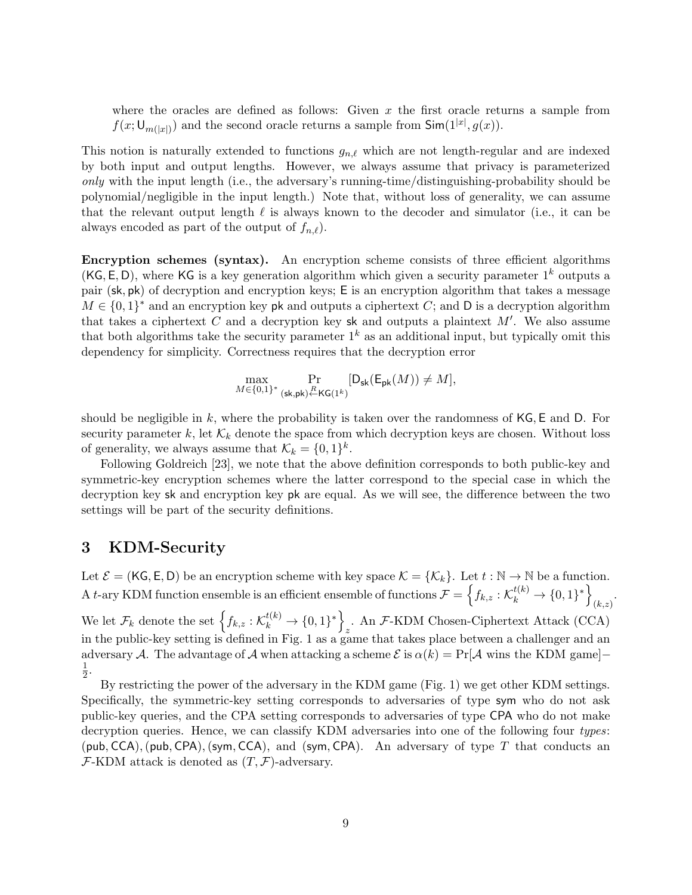where the oracles are defined as follows: Given $x$ the first oracle returns a sample from $f(x; \mathsf{U}_{m(|x|)})$ and the second oracle returns a sample from $\mathsf{Sim}(1^{|x|}, g(x))$.

This notion is naturally extended to functions $g_{n,\ell}$ which are not length-regular and are indexed by both input and output lengths. However, we always assume that privacy is parameterized *only* with the input length (i.e., the adversary's running-time/distinguishing-probability should be polynomial/negligible in the input length.) Note that, without loss of generality, we can assume that the relevant output length $\ell$ is always known to the decoder and simulator (i.e., it can be always encoded as part of the output of $f_{n,\ell}$).

**Encryption schemes (syntax).** An encryption scheme consists of three efficient algorithms $(\mathsf{KG}, \mathsf{E}, \mathsf{D})$, where $\mathsf{KG}$ is a key generation algorithm which given a security parameter $1^k$ outputs a pair $(\mathsf{sk}, \mathsf{pk})$ of decryption and encryption keys; $\mathsf{E}$ is an encryption algorithm that takes a message $M \in \{0,1\}^*$ and an encryption key $\mathsf{pk}$ and outputs a ciphertext $C$; and $\mathsf{D}$ is a decryption algorithm that takes a ciphertext $C$ and a decryption key $\mathsf{sk}$ and outputs a plaintext $M'$. We also assume that both algorithms take the security parameter $1^k$ as an additional input, but typically omit this dependency for simplicity. Correctness requires that the decryption error

$$\max_{M \in \{0,1\}^*} \Pr_{(\mathsf{sk},\mathsf{pk}) \xleftarrow{R} \mathsf{KG}(1^k)} [\mathsf{D}_{\mathsf{sk}}(\mathsf{E}_{\mathsf{pk}}(M)) \neq M],$$

should be negligible in $k$, where the probability is taken over the randomness of $\mathsf{KG}, \mathsf{E}$ and $\mathsf{D}$. For security parameter $k$, let $\mathcal{K}_k$ denote the space from which decryption keys are chosen. Without loss of generality, we always assume that $\mathcal{K}_k = \{0,1\}^k$.

Following Goldreich [23], we note that the above definition corresponds to both public-key and symmetric-key encryption schemes where the latter correspond to the special case in which the decryption key $\mathsf{sk}$ and encryption key $\mathsf{pk}$ are equal. As we will see, the difference between the two settings will be part of the security definitions.

# 3 KDM-Security

Let $\mathcal{E} = (\mathsf{KG}, \mathsf{E}, \mathsf{D})$ be an encryption scheme with key space $\mathcal{K} = \{\mathcal{K}_k\}$. Let $t : \mathbb{N} \to \mathbb{N}$ be a function. A $t$-ary KDM function ensemble is an efficient ensemble of functions $\mathcal{F} = \left\{ f_{k,z} : \mathcal{K}_k^{t(k)} \to \{0,1\}^* \right\}_{(k,z)}$. We let $\mathcal{F}_k$ denote the set $\left\{ f_{k,z} : \mathcal{K}_k^{t(k)} \to \{0,1\}^* \right\}_z$. An $\mathcal{F}$-KDM Chosen-Ciphertext Attack (CCA) in the public-key setting is defined in Fig. 1 as a game that takes place between a challenger and an adversary $\mathcal{A}$. The advantage of $\mathcal{A}$ when attacking a scheme $\mathcal{E}$ is $\alpha(k) = \Pr[\mathcal{A} \text{ wins the KDM game}] - \frac{1}{2}$.

By restricting the power of the adversary in the KDM game (Fig. 1) we get other KDM settings. Specifically, the symmetric-key setting corresponds to adversaries of type $\mathsf{sym}$ who do not ask public-key queries, and the CPA setting corresponds to adversaries of type $\mathsf{CPA}$ who do not make decryption queries. Hence, we can classify KDM adversaries into one of the following four *types*: $(\mathsf{pub}, \mathsf{CCA}), (\mathsf{pub}, \mathsf{CPA}), (\mathsf{sym}, \mathsf{CCA})$, and $(\mathsf{sym}, \mathsf{CPA})$. An adversary of type $T$ that conducts an $\mathcal{F}$-KDM attack is denoted as $(T, \mathcal{F})$-adversary.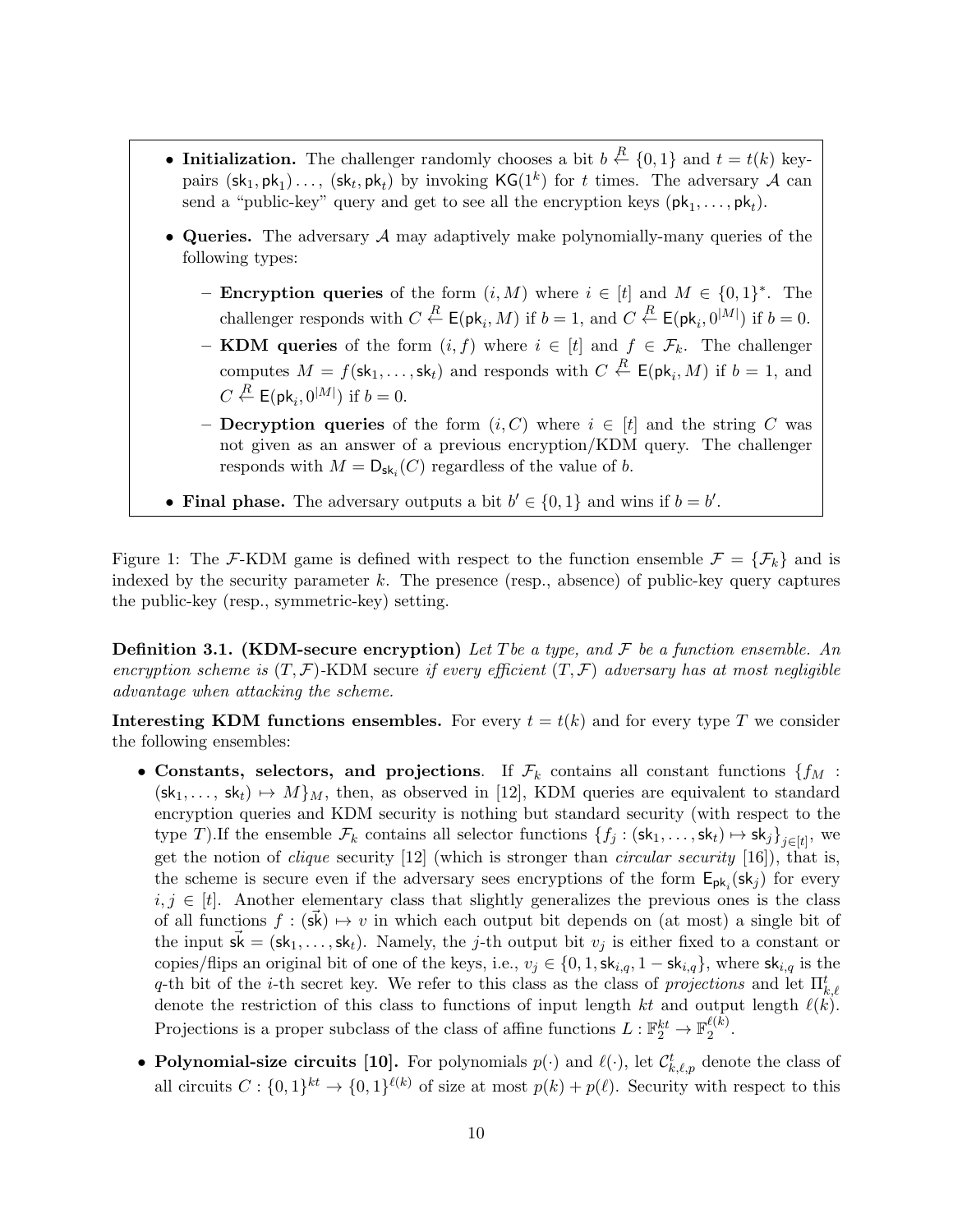- **Initialization.** The challenger randomly chooses a bit $b \xleftarrow{R} \{0,1\}$ and $t = t(k)$ key-pairs $(\mathsf{sk}_1, \mathsf{pk}_1) \ldots, (\mathsf{sk}_t, \mathsf{pk}_t)$ by invoking $\mathsf{KG}(1^k)$ for $t$ times. The adversary $\mathcal{A}$ can send a "public-key" query and get to see all the encryption keys $(\mathsf{pk}_1, \ldots, \mathsf{pk}_t)$.
- **Queries.** The adversary $\mathcal{A}$ may adaptively make polynomially-many queries of the following types:
  - **Encryption queries** of the form $(i, M)$ where $i \in [t]$ and $M \in \{0,1\}^*$. The challenger responds with $C \xleftarrow{R} \mathsf{E}(\mathsf{pk}_i, M)$ if $b = 1$, and $C \xleftarrow{R} \mathsf{E}(\mathsf{pk}_i, 0^{|M|})$ if $b = 0$.
  - **KDM queries** of the form $(i, f)$ where $i \in [t]$ and $f \in \mathcal{F}_k$. The challenger computes $M = f(\mathsf{sk}_1, \ldots, \mathsf{sk}_t)$ and responds with $C \xleftarrow{R} \mathsf{E}(\mathsf{pk}_i, M)$ if $b = 1$, and $C \xleftarrow{R} \mathsf{E}(\mathsf{pk}_i, 0^{|M|})$ if $b = 0$.
  - **Decryption queries** of the form $(i, C)$ where $i \in [t]$ and the string $C$ was not given as an answer of a previous encryption/KDM query. The challenger responds with $M = \mathsf{D}_{\mathsf{sk}_i}(C)$ regardless of the value of $b$.
- **Final phase.** The adversary outputs a bit $b' \in \{0,1\}$ and wins if $b = b'$.

Figure 1: The $\mathcal{F}$-KDM game is defined with respect to the function ensemble $\mathcal{F} = \{\mathcal{F}_k\}$ and is indexed by the security parameter $k$. The presence (resp., absence) of public-key query captures the public-key (resp., symmetric-key) setting.

**Definition 3.1. (KDM-secure encryption)** *Let $T$ be a type, and $\mathcal{F}$ be a function ensemble. An encryption scheme is* $(T, \mathcal{F})$-KDM secure *if every efficient* $(T, \mathcal{F})$ *adversary has at most negligible advantage when attacking the scheme.*

**Interesting KDM functions ensembles.** For every $t = t(k)$ and for every type $T$ we consider the following ensembles:

- **Constants, selectors, and projections**. If $\mathcal{F}_k$ contains all constant functions $\{f_M : (\mathsf{sk}_1, \ldots, \mathsf{sk}_t) \mapsto M\}_M$, then, as observed in [12], KDM queries are equivalent to standard encryption queries and KDM security is nothing but standard security (with respect to the type $T$).If the ensemble $\mathcal{F}_k$ contains all selector functions $\{f_j : (\mathsf{sk}_1, \ldots, \mathsf{sk}_t) \mapsto \mathsf{sk}_j\}_{j \in [t]}$, we get the notion of *clique* security [12] (which is stronger than *circular security* [16]), that is, the scheme is secure even if the adversary sees encryptions of the form $\mathsf{E}_{\mathsf{pk}_i}(\mathsf{sk}_j)$ for every $i, j \in [t]$. Another elementary class that slightly generalizes the previous ones is the class of all functions $f : (\vec{\mathsf{sk}}) \mapsto v$ in which each output bit depends on (at most) a single bit of the input $\vec{\mathsf{sk}} = (\mathsf{sk}_1, \ldots, \mathsf{sk}_t)$. Namely, the $j$-th output bit $v_j$ is either fixed to a constant or copies/flips an original bit of one of the keys, i.e., $v_j \in \{0, 1, \mathsf{sk}_{i,q}, 1 - \mathsf{sk}_{i,q}\}$, where $\mathsf{sk}_{i,q}$ is the $q$-th bit of the $i$-th secret key. We refer to this class as the class of *projections* and let $\Pi^t_{k,\ell}$ denote the restriction of this class to functions of input length $kt$ and output length $\ell(k)$. Projections is a proper subclass of the class of affine functions $L : \mathbb{F}_2^{kt} \to \mathbb{F}_2^{\ell(k)}$.
- **Polynomial-size circuits [10].** For polynomials $p(\cdot)$ and $\ell(\cdot)$, let $\mathcal{C}^t_{k,\ell,p}$ denote the class of all circuits $C : \{0,1\}^{kt} \to \{0,1\}^{\ell(k)}$ of size at most $p(k) + p(\ell)$. Security with respect to this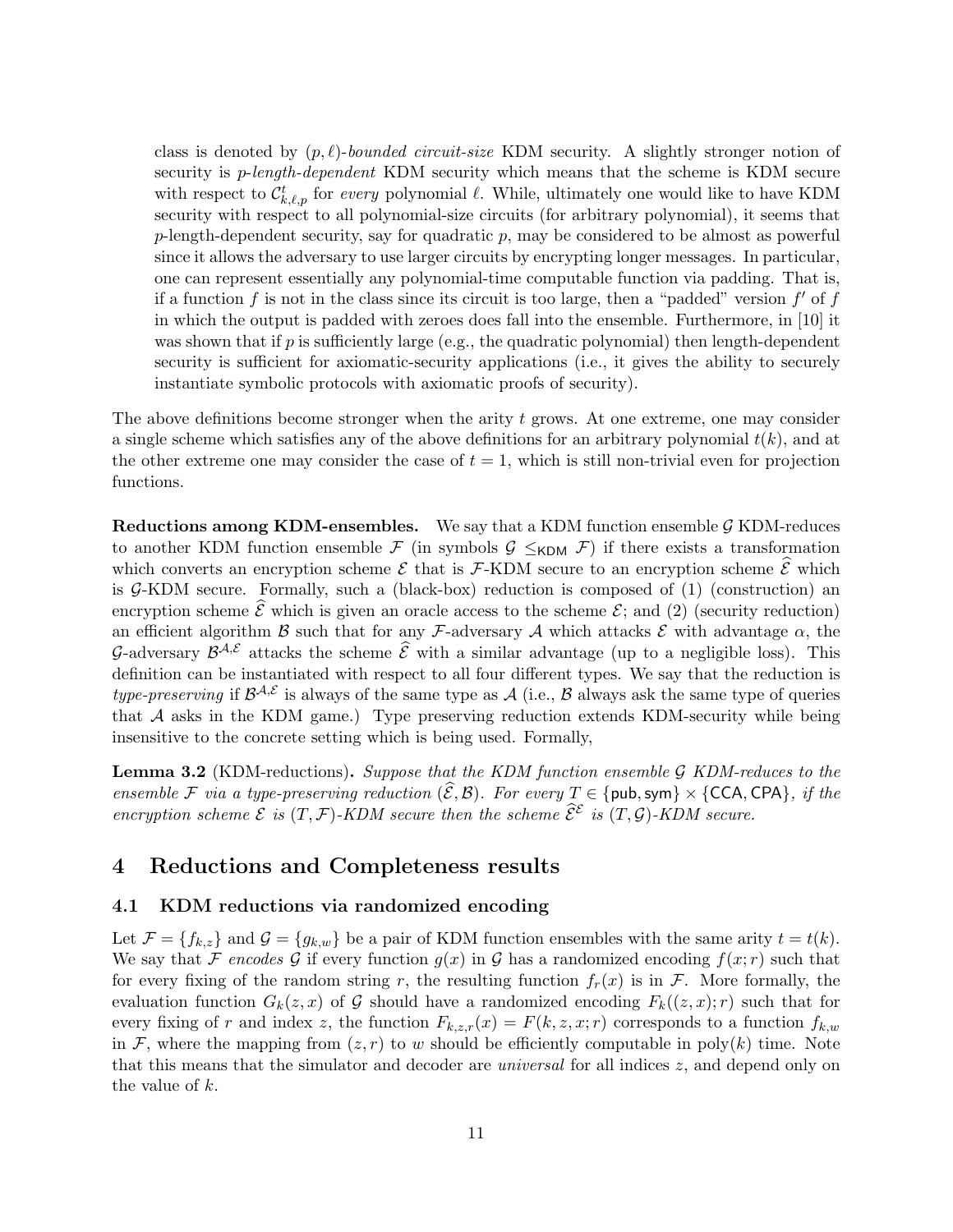class is denoted by $(p, \ell)$-*bounded circuit-size* KDM security. A slightly stronger notion of security is $p$-*length-dependent* KDM security which means that the scheme is KDM secure with respect to $\mathcal{C}^t_{k,\ell,p}$ for *every* polynomial $\ell$. While, ultimately one would like to have KDM security with respect to all polynomial-size circuits (for arbitrary polynomial), it seems that $p$-length-dependent security, say for quadratic $p$, may be considered to be almost as powerful since it allows the adversary to use larger circuits by encrypting longer messages. In particular, one can represent essentially any polynomial-time computable function via padding. That is, if a function $f$ is not in the class since its circuit is too large, then a "padded" version $f'$ of $f$ in which the output is padded with zeroes does fall into the ensemble. Furthermore, in [10] it was shown that if $p$ is sufficiently large (e.g., the quadratic polynomial) then length-dependent security is sufficient for axiomatic-security applications (i.e., it gives the ability to securely instantiate symbolic protocols with axiomatic proofs of security).

The above definitions become stronger when the arity $t$ grows. At one extreme, one may consider a single scheme which satisfies any of the above definitions for an arbitrary polynomial $t(k)$, and at the other extreme one may consider the case of $t = 1$, which is still non-trivial even for projection functions.

**Reductions among KDM-ensembles.** We say that a KDM function ensemble $\mathcal{G}$ KDM-reduces to another KDM function ensemble $\mathcal{F}$ (in symbols $\mathcal{G} \leq_{\mathsf{KDM}} \mathcal{F}$) if there exists a transformation which converts an encryption scheme $\mathcal{E}$ that is $\mathcal{F}$-KDM secure to an encryption scheme $\widehat{\mathcal{E}}$ which is $\mathcal{G}$-KDM secure. Formally, such a (black-box) reduction is composed of (1) (construction) an encryption scheme $\widehat{\mathcal{E}}$ which is given an oracle access to the scheme $\mathcal{E}$; and (2) (security reduction) an efficient algorithm $\mathcal{B}$ such that for any $\mathcal{F}$-adversary $\mathcal{A}$ which attacks $\mathcal{E}$ with advantage $\alpha$, the $\mathcal{G}$-adversary $\mathcal{B}^{\mathcal{A},\mathcal{E}}$ attacks the scheme $\widehat{\mathcal{E}}$ with a similar advantage (up to a negligible loss). This definition can be instantiated with respect to all four different types. We say that the reduction is *type-preserving* if $\mathcal{B}^{\mathcal{A},\mathcal{E}}$ is always of the same type as $\mathcal{A}$ (i.e., $\mathcal{B}$ always ask the same type of queries that $\mathcal{A}$ asks in the KDM game.) Type preserving reduction extends KDM-security while being insensitive to the concrete setting which is being used. Formally,

**Lemma 3.2** (KDM-reductions)**.** *Suppose that the KDM function ensemble $\mathcal{G}$ KDM-reduces to the ensemble $\mathcal{F}$ via a type-preserving reduction $(\widehat{\mathcal{E}}, \mathcal{B})$. For every $T \in \{\mathsf{pub}, \mathsf{sym}\} \times \{\mathsf{CCA}, \mathsf{CPA}\}$, if the encryption scheme $\mathcal{E}$ is $(T, \mathcal{F})$-KDM secure then the scheme $\widehat{\mathcal{E}}^{\mathcal{E}}$ is $(T, \mathcal{G})$-KDM secure.*

# 4 Reductions and Completeness results

## 4.1 KDM reductions via randomized encoding

Let $\mathcal{F} = \{f_{k,z}\}$ and $\mathcal{G} = \{g_{k,w}\}$ be a pair of KDM function ensembles with the same arity $t = t(k)$. We say that $\mathcal{F}$ *encodes* $\mathcal{G}$ if every function $g(x)$ in $\mathcal{G}$ has a randomized encoding $f(x; r)$ such that for every fixing of the random string $r$, the resulting function $f_r(x)$ is in $\mathcal{F}$. More formally, the evaluation function $G_k(z, x)$ of $\mathcal{G}$ should have a randomized encoding $F_k((z, x); r)$ such that for every fixing of $r$ and index $z$, the function $F_{k,z,r}(x) = F(k, z, x; r)$ corresponds to a function $f_{k,w}$ in $\mathcal{F}$, where the mapping from $(z, r)$ to $w$ should be efficiently computable in $\mathrm{poly}(k)$ time. Note that this means that the simulator and decoder are *universal* for all indices $z$, and depend only on the value of $k$.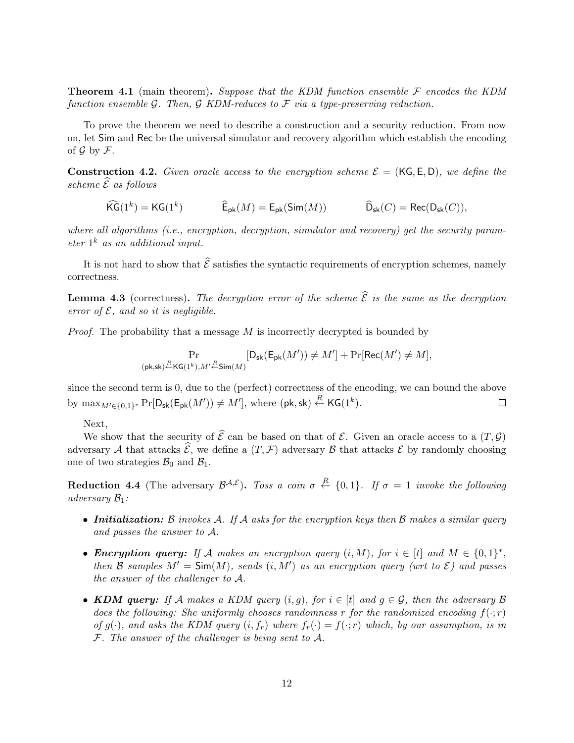**Theorem 4.1** (main theorem)**.** *Suppose that the KDM function ensemble $\mathcal{F}$ encodes the KDM function ensemble $\mathcal{G}$. Then, $\mathcal{G}$ KDM-reduces to $\mathcal{F}$ via a type-preserving reduction.*

To prove the theorem we need to describe a construction and a security reduction. From now on, let $\mathsf{Sim}$ and $\mathsf{Rec}$ be the universal simulator and recovery algorithm which establish the encoding of $\mathcal{G}$ by $\mathcal{F}$.

**Construction 4.2.** *Given oracle access to the encryption scheme $\mathcal{E} = (\mathsf{KG}, \mathsf{E}, \mathsf{D})$, we define the scheme $\widehat{\mathcal{E}}$ as follows*

$$\widehat{\mathsf{KG}}(1^k) = \mathsf{KG}(1^k) \qquad \widehat{\mathsf{E}}_{\mathsf{pk}}(M) = \mathsf{E}_{\mathsf{pk}}(\mathsf{Sim}(M)) \qquad \widehat{\mathsf{D}}_{\mathsf{sk}}(C) = \mathsf{Rec}(\mathsf{D}_{\mathsf{sk}}(C)),$$

*where all algorithms (i.e., encryption, decryption, simulator and recovery) get the security parameter $1^k$ as an additional input.*

It is not hard to show that $\widehat{\mathcal{E}}$ satisfies the syntactic requirements of encryption schemes, namely correctness.

**Lemma 4.3** (correctness)**.** *The decryption error of the scheme $\widehat{\mathcal{E}}$ is the same as the decryption error of $\mathcal{E}$, and so it is negligible.*

*Proof.* The probability that a message $M$ is incorrectly decrypted is bounded by

$$\Pr_{(\mathsf{pk},\mathsf{sk}) \xleftarrow{R} \mathsf{KG}(1^k), M' \xleftarrow{R} \mathsf{Sim}(M)} [\mathsf{D}_{\mathsf{sk}}(\mathsf{E}_{\mathsf{pk}}(M')) \neq M'] + \Pr[\mathsf{Rec}(M') \neq M],$$

since the second term is 0, due to the (perfect) correctness of the encoding, we can bound the above by $\max_{M' \in \{0,1\}^*} \Pr[\mathsf{D}_{\mathsf{sk}}(\mathsf{E}_{\mathsf{pk}}(M')) \neq M']$, where $(\mathsf{pk}, \mathsf{sk}) \xleftarrow{R} \mathsf{KG}(1^k)$. $\square$

Next,

We show that the security of $\widehat{\mathcal{E}}$ can be based on that of $\mathcal{E}$. Given an oracle access to a $(T, \mathcal{G})$ adversary $\mathcal{A}$ that attacks $\widehat{\mathcal{E}}$, we define a $(T, \mathcal{F})$ adversary $\mathcal{B}$ that attacks $\mathcal{E}$ by randomly choosing one of two strategies $\mathcal{B}_0$ and $\mathcal{B}_1$.

**Reduction 4.4** (The adversary $\mathcal{B}^{\mathcal{A},\mathcal{E}}$)**.** *Toss a coin $\sigma \xleftarrow{R} \{0,1\}$. If $\sigma = 1$ invoke the following adversary $\mathcal{B}_1$:*

- ***Initialization:*** *$\mathcal{B}$ invokes $\mathcal{A}$. If $\mathcal{A}$ asks for the encryption keys then $\mathcal{B}$ makes a similar query and passes the answer to $\mathcal{A}$.*
- ***Encryption query:*** *If $\mathcal{A}$ makes an encryption query $(i, M)$, for $i \in [t]$ and $M \in \{0,1\}^*$, then $\mathcal{B}$ samples $M' = \mathsf{Sim}(M)$, sends $(i, M')$ as an encryption query (wrt to $\mathcal{E}$) and passes the answer of the challenger to $\mathcal{A}$.*
- ***KDM query:*** *If $\mathcal{A}$ makes a KDM query $(i, g)$, for $i \in [t]$ and $g \in \mathcal{G}$, then the adversary $\mathcal{B}$ does the following: She uniformly chooses randomness $r$ for the randomized encoding $f(\cdot; r)$ of $g(\cdot)$, and asks the KDM query $(i, f_r)$ where $f_r(\cdot) = f(\cdot; r)$ which, by our assumption, is in $\mathcal{F}$. The answer of the challenger is being sent to $\mathcal{A}$.*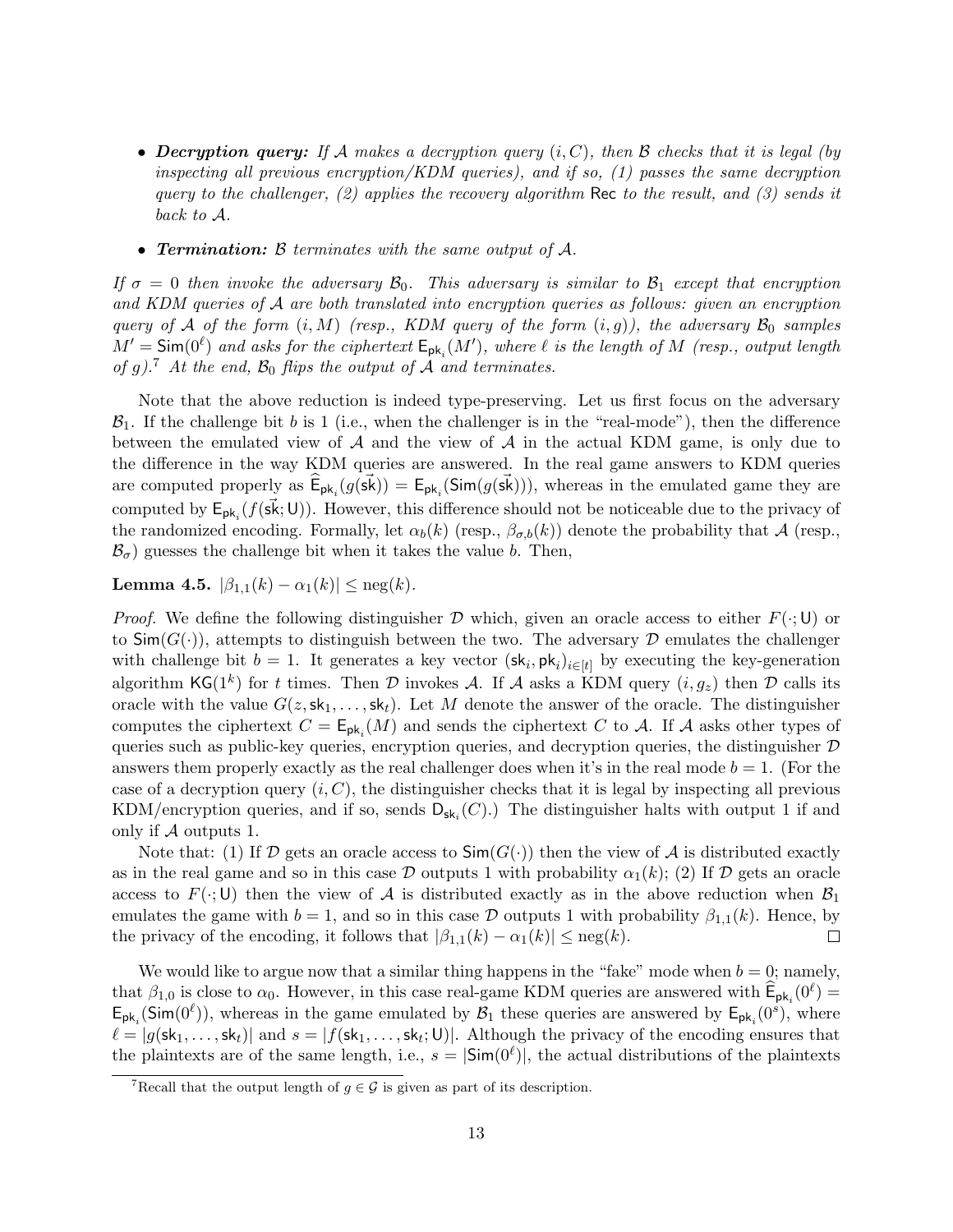- ***Decryption query:*** *If $\mathcal{A}$ makes a decryption query $(i, C)$, then $\mathcal{B}$ checks that it is legal (by inspecting all previous encryption/KDM queries), and if so, (1) passes the same decryption query to the challenger, (2) applies the recovery algorithm $\mathsf{Rec}$ to the result, and (3) sends it back to $\mathcal{A}$.*

- ***Termination:*** *$\mathcal{B}$ terminates with the same output of $\mathcal{A}$.*

*If $\sigma = 0$ then invoke the adversary $\mathcal{B}_0$. This adversary is similar to $\mathcal{B}_1$ except that encryption and KDM queries of $\mathcal{A}$ are both translated into encryption queries as follows: given an encryption query of $\mathcal{A}$ of the form $(i, M)$ (resp., KDM query of the form $(i, g)$), the adversary $\mathcal{B}_0$ samples $M' = \mathsf{Sim}(0^\ell)$ and asks for the ciphertext $\mathsf{E}_{\mathsf{pk}_i}(M')$, where $\ell$ is the length of $M$ (resp., output length of $g$).[7] At the end, $\mathcal{B}_0$ flips the output of $\mathcal{A}$ and terminates.*

Note that the above reduction is indeed type-preserving. Let us first focus on the adversary $\mathcal{B}_1$. If the challenge bit $b$ is 1 (i.e., when the challenger is in the "real-mode"), then the difference between the emulated view of $\mathcal{A}$ and the view of $\mathcal{A}$ in the actual KDM game, is only due to the difference in the way KDM queries are answered. In the real game answers to KDM queries are computed properly as $\widehat{\mathsf{E}}_{\mathsf{pk}_i}(g(\vec{\mathsf{sk}})) = \mathsf{E}_{\mathsf{pk}_i}(\mathsf{Sim}(g(\vec{\mathsf{sk}})))$, whereas in the emulated game they are computed by $\mathsf{E}_{\mathsf{pk}_i}(f(\vec{\mathsf{sk}}; \mathsf{U}))$. However, this difference should not be noticeable due to the privacy of the randomized encoding. Formally, let $\alpha_b(k)$ (resp., $\beta_{\sigma,b}(k)$) denote the probability that $\mathcal{A}$ (resp., $\mathcal{B}_\sigma$) guesses the challenge bit when it takes the value $b$. Then,

**Lemma 4.5.** $|\beta_{1,1}(k) - \alpha_1(k)| \leq \mathrm{neg}(k)$.

*Proof.* We define the following distinguisher $\mathcal{D}$ which, given an oracle access to either $F(\cdot; \mathsf{U})$ or to $\mathsf{Sim}(G(\cdot))$, attempts to distinguish between the two. The adversary $\mathcal{D}$ emulates the challenger with challenge bit $b = 1$. It generates a key vector $(\mathsf{sk}_i, \mathsf{pk}_i)_{i \in [t]}$ by executing the key-generation algorithm $\mathsf{KG}(1^k)$ for $t$ times. Then $\mathcal{D}$ invokes $\mathcal{A}$. If $\mathcal{A}$ asks a KDM query $(i, g_z)$ then $\mathcal{D}$ calls its oracle with the value $G(z, \mathsf{sk}_1, \ldots, \mathsf{sk}_t)$. Let $M$ denote the answer of the oracle. The distinguisher computes the ciphertext $C = \mathsf{E}_{\mathsf{pk}_i}(M)$ and sends the ciphertext $C$ to $\mathcal{A}$. If $\mathcal{A}$ asks other types of queries such as public-key queries, encryption queries, and decryption queries, the distinguisher $\mathcal{D}$ answers them properly exactly as the real challenger does when it's in the real mode $b = 1$. (For the case of a decryption query $(i, C)$, the distinguisher checks that it is legal by inspecting all previous KDM/encryption queries, and if so, sends $\mathsf{D}_{\mathsf{sk}_i}(C)$.) The distinguisher halts with output 1 if and only if $\mathcal{A}$ outputs 1.

Note that: (1) If $\mathcal{D}$ gets an oracle access to $\mathsf{Sim}(G(\cdot))$ then the view of $\mathcal{A}$ is distributed exactly as in the real game and so in this case $\mathcal{D}$ outputs 1 with probability $\alpha_1(k)$; (2) If $\mathcal{D}$ gets an oracle access to $F(\cdot; \mathsf{U})$ then the view of $\mathcal{A}$ is distributed exactly as in the above reduction when $\mathcal{B}_1$ emulates the game with $b = 1$, and so in this case $\mathcal{D}$ outputs 1 with probability $\beta_{1,1}(k)$. Hence, by the privacy of the encoding, it follows that $|\beta_{1,1}(k) - \alpha_1(k)| \leq \mathrm{neg}(k)$. ◻

We would like to argue now that a similar thing happens in the "fake" mode when $b = 0$; namely, that $\beta_{1,0}$ is close to $\alpha_0$. However, in this case real-game KDM queries are answered with $\widehat{\mathsf{E}}_{\mathsf{pk}_i}(0^\ell) = \mathsf{E}_{\mathsf{pk}_i}(\mathsf{Sim}(0^\ell))$, whereas in the game emulated by $\mathcal{B}_1$ these queries are answered by $\mathsf{E}_{\mathsf{pk}_i}(0^s)$, where $\ell = |g(\mathsf{sk}_1, \ldots, \mathsf{sk}_t)|$ and $s = |f(\mathsf{sk}_1, \ldots, \mathsf{sk}_t; \mathsf{U})|$. Although the privacy of the encoding ensures that the plaintexts are of the same length, i.e., $s = |\mathsf{Sim}(0^\ell)|$, the actual distributions of the plaintexts

[7] Recall that the output length of $g \in \mathcal{G}$ is given as part of its description.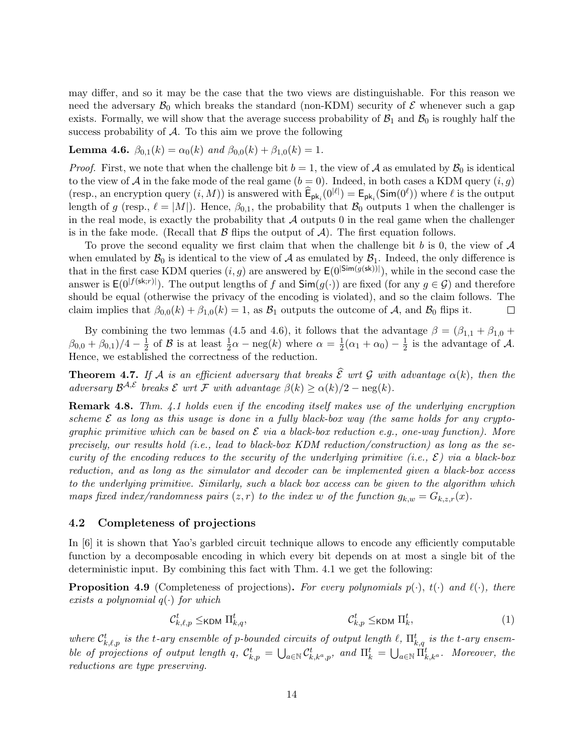may differ, and so it may be the case that the two views are distinguishable. For this reason we need the adversary $\mathcal{B}_0$ which breaks the standard (non-KDM) security of $\mathcal{E}$ whenever such a gap exists. Formally, we will show that the average success probability of $\mathcal{B}_1$ and $\mathcal{B}_0$ is roughly half the success probability of $\mathcal{A}$. To this aim we prove the following

**Lemma 4.6.** *$\beta_{0,1}(k) = \alpha_0(k)$ and $\beta_{0,0}(k) + \beta_{1,0}(k) = 1$.*

*Proof.* First, we note that when the challenge bit $b = 1$, the view of $\mathcal{A}$ as emulated by $\mathcal{B}_0$ is identical to the view of $\mathcal{A}$ in the fake mode of the real game ($b = 0$). Indeed, in both cases a KDM query $(i, g)$ (resp., an encryption query $(i, M)$) is answered with $\widehat{\mathsf{E}}_{\mathsf{pk}_i}(0^{|\ell|}) = \mathsf{E}_{\mathsf{pk}_i}(\mathsf{Sim}(0^{\ell}))$ where $\ell$ is the output length of $g$ (resp., $\ell = |M|$). Hence, $\beta_{0,1}$, the probability that $\mathcal{B}_0$ outputs 1 when the challenger is in the real mode, is exactly the probability that $\mathcal{A}$ outputs 0 in the real game when the challenger is in the fake mode. (Recall that $\mathcal{B}$ flips the output of $\mathcal{A}$). The first equation follows.

To prove the second equality we first claim that when the challenge bit $b$ is 0, the view of $\mathcal{A}$ when emulated by $\mathcal{B}_0$ is identical to the view of $\mathcal{A}$ as emulated by $\mathcal{B}_1$. Indeed, the only difference is that in the first case KDM queries $(i, g)$ are answered by $\mathsf{E}(0^{|\mathsf{Sim}(g(\mathsf{sk}))|})$, while in the second case the answer is $\mathsf{E}(0^{|f(\mathsf{sk};r)|})$. The output lengths of $f$ and $\mathsf{Sim}(g(\cdot))$ are fixed (for any $g \in \mathcal{G}$) and therefore should be equal (otherwise the privacy of the encoding is violated), and so the claim follows. The claim implies that $\beta_{0,0}(k) + \beta_{1,0}(k) = 1$, as $\mathcal{B}_1$ outputs the outcome of $\mathcal{A}$, and $\mathcal{B}_0$ flips it. $\square$

By combining the two lemmas (4.5 and 4.6), it follows that the advantage $\beta = (\beta_{1,1} + \beta_{1,0} + \beta_{0,0} + \beta_{0,1})/4 - \frac{1}{2}$ of $\mathcal{B}$ is at least $\frac{1}{2}\alpha - \mathrm{neg}(k)$ where $\alpha = \frac{1}{2}(\alpha_1 + \alpha_0) - \frac{1}{2}$ is the advantage of $\mathcal{A}$. Hence, we established the correctness of the reduction.

**Theorem 4.7.** *If $\mathcal{A}$ is an efficient adversary that breaks $\widehat{\mathcal{E}}$ wrt $\mathcal{G}$ with advantage $\alpha(k)$, then the adversary $\mathcal{B}^{\mathcal{A},\mathcal{E}}$ breaks $\mathcal{E}$ wrt $\mathcal{F}$ with advantage $\beta(k) \geq \alpha(k)/2 - \mathrm{neg}(k)$.*

**Remark 4.8.** *Thm. 4.1 holds even if the encoding itself makes use of the underlying encryption scheme $\mathcal{E}$ as long as this usage is done in a fully black-box way (the same holds for any cryptographic primitive which can be based on $\mathcal{E}$ via a black-box reduction e.g., one-way function). More precisely, our results hold (i.e., lead to black-box KDM reduction/construction) as long as the security of the encoding reduces to the security of the underlying primitive (i.e., $\mathcal{E}$) via a black-box reduction, and as long as the simulator and decoder can be implemented given a black-box access to the underlying primitive. Similarly, such a black box access can be given to the algorithm which maps fixed index/randomness pairs $(z, r)$ to the index $w$ of the function $g_{k,w} = G_{k,z,r}(x)$.*

### 4.2 Completeness of projections

In [6] it is shown that Yao's garbled circuit technique allows to encode any efficiently computable function by a decomposable encoding in which every bit depends on at most a single bit of the deterministic input. By combining this fact with Thm. 4.1 we get the following:

**Proposition 4.9** (Completeness of projections)**.** *For every polynomials $p(\cdot)$, $t(\cdot)$ and $\ell(\cdot)$, there exists a polynomial $q(\cdot)$ for which*

$$\mathcal{C}^t_{k,\ell,p} \leq_{\mathsf{KDM}} \Pi^t_{k,q}, \qquad\qquad \mathcal{C}^t_{k,p} \leq_{\mathsf{KDM}} \Pi^t_k, \tag{1}$$

*where $\mathcal{C}^t_{k,\ell,p}$ is the $t$-ary ensemble of $p$-bounded circuits of output length $\ell$, $\Pi^t_{k,q}$ is the $t$-ary ensemble of projections of output length $q$, $\mathcal{C}^t_{k,p} = \bigcup_{a \in \mathbb{N}} \mathcal{C}^t_{k,k^a,p}$, and $\Pi^t_k = \bigcup_{a \in \mathbb{N}} \Pi^t_{k,k^a}$. Moreover, the reductions are type preserving.*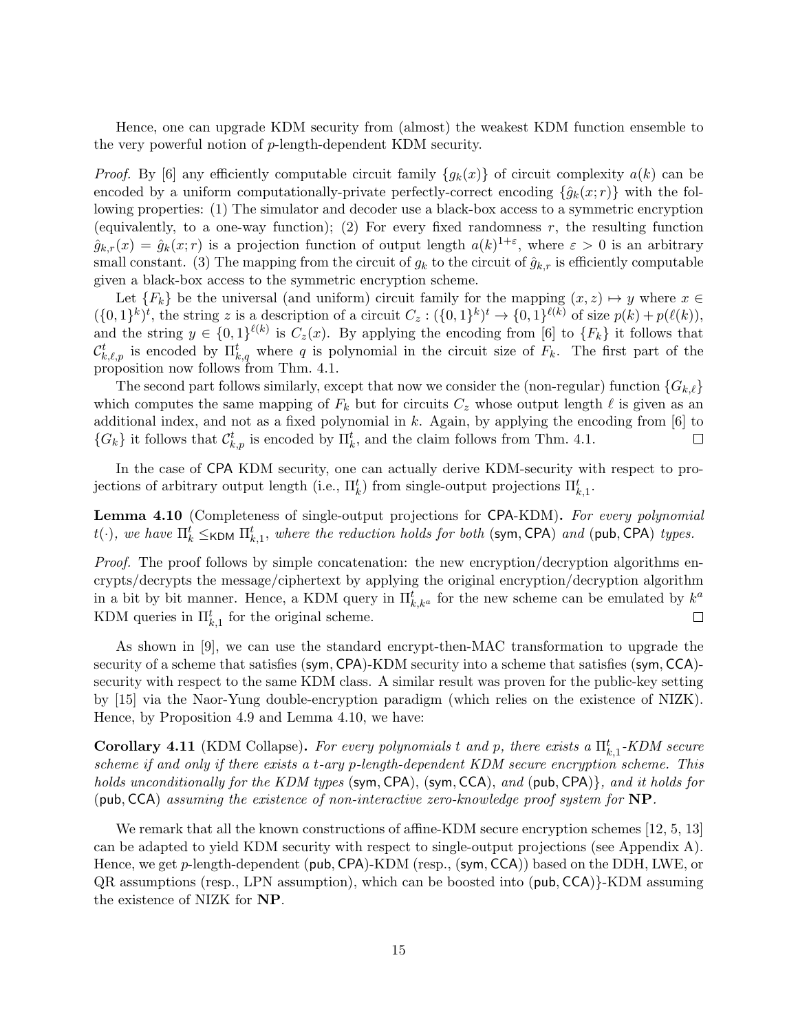Hence, one can upgrade KDM security from (almost) the weakest KDM function ensemble to the very powerful notion of $p$-length-dependent KDM security.

*Proof.* By [6] any efficiently computable circuit family $\{g_k(x)\}$ of circuit complexity $a(k)$ can be encoded by a uniform computationally-private perfectly-correct encoding $\{\hat{g}_k(x;r)\}$ with the following properties: (1) The simulator and decoder use a black-box access to a symmetric encryption (equivalently, to a one-way function); (2) For every fixed randomness $r$, the resulting function $\hat{g}_{k,r}(x) = \hat{g}_k(x;r)$ is a projection function of output length $a(k)^{1+\varepsilon}$, where $\varepsilon > 0$ is an arbitrary small constant. (3) The mapping from the circuit of $g_k$ to the circuit of $\hat{g}_{k,r}$ is efficiently computable given a black-box access to the symmetric encryption scheme.

Let $\{F_k\}$ be the universal (and uniform) circuit family for the mapping $(x, z) \mapsto y$ where $x \in (\{0,1\}^k)^t$, the string $z$ is a description of a circuit $C_z : (\{0,1\}^k)^t \to \{0,1\}^{\ell(k)}$ of size $p(k) + p(\ell(k))$, and the string $y \in \{0,1\}^{\ell(k)}$ is $C_z(x)$. By applying the encoding from [6] to $\{F_k\}$ it follows that $\mathcal{C}^t_{k,\ell,p}$ is encoded by $\Pi^t_{k,q}$ where $q$ is polynomial in the circuit size of $F_k$. The first part of the proposition now follows from Thm. 4.1.

The second part follows similarly, except that now we consider the (non-regular) function $\{G_{k,\ell}\}$ which computes the same mapping of $F_k$ but for circuits $C_z$ whose output length $\ell$ is given as an additional index, and not as a fixed polynomial in $k$. Again, by applying the encoding from [6] to $\{G_k\}$ it follows that $\mathcal{C}^t_{k,p}$ is encoded by $\Pi^t_k$, and the claim follows from Thm. 4.1. $\square$

In the case of CPA KDM security, one can actually derive KDM-security with respect to projections of arbitrary output length (i.e., $\Pi^t_k$) from single-output projections $\Pi^t_{k,1}$.

**Lemma 4.10** (Completeness of single-output projections for CPA-KDM)**.** *For every polynomial $t(\cdot)$, we have $\Pi^t_k \leq_{\mathsf{KDM}} \Pi^t_{k,1}$, where the reduction holds for both* ($\mathsf{sym}$, $\mathsf{CPA}$) *and* ($\mathsf{pub}$, $\mathsf{CPA}$) *types.*

*Proof.* The proof follows by simple concatenation: the new encryption/decryption algorithms encrypts/decrypts the message/ciphertext by applying the original encryption/decryption algorithm in a bit by bit manner. Hence, a KDM query in $\Pi^t_{k,k^a}$ for the new scheme can be emulated by $k^a$ KDM queries in $\Pi^t_{k,1}$ for the original scheme. $\square$

As shown in [9], we can use the standard encrypt-then-MAC transformation to upgrade the security of a scheme that satisfies ($\mathsf{sym}$, $\mathsf{CPA}$)-KDM security into a scheme that satisfies ($\mathsf{sym}$, $\mathsf{CCA}$)-security with respect to the same KDM class. A similar result was proven for the public-key setting by [15] via the Naor-Yung double-encryption paradigm (which relies on the existence of NIZK). Hence, by Proposition 4.9 and Lemma 4.10, we have:

**Corollary 4.11** (KDM Collapse)**.** *For every polynomials $t$ and $p$, there exists a $\Pi^t_{k,1}$-KDM secure scheme if and only if there exists a $t$-ary $p$-length-dependent KDM secure encryption scheme. This holds unconditionally for the KDM types* ($\mathsf{sym}$, $\mathsf{CPA}$), ($\mathsf{sym}$, $\mathsf{CCA}$), *and* ($\mathsf{pub}$, $\mathsf{CPA}$)}*, and it holds for* ($\mathsf{pub}$, $\mathsf{CCA}$) *assuming the existence of non-interactive zero-knowledge proof system for* **NP***.*

We remark that all the known constructions of affine-KDM secure encryption schemes [12, 5, 13] can be adapted to yield KDM security with respect to single-output projections (see Appendix A). Hence, we get $p$-length-dependent ($\mathsf{pub}$, $\mathsf{CPA}$)-KDM (resp., ($\mathsf{sym}$, $\mathsf{CCA}$)) based on the DDH, LWE, or QR assumptions (resp., LPN assumption), which can be boosted into ($\mathsf{pub}$, $\mathsf{CCA}$)}-KDM assuming the existence of NIZK for **NP**.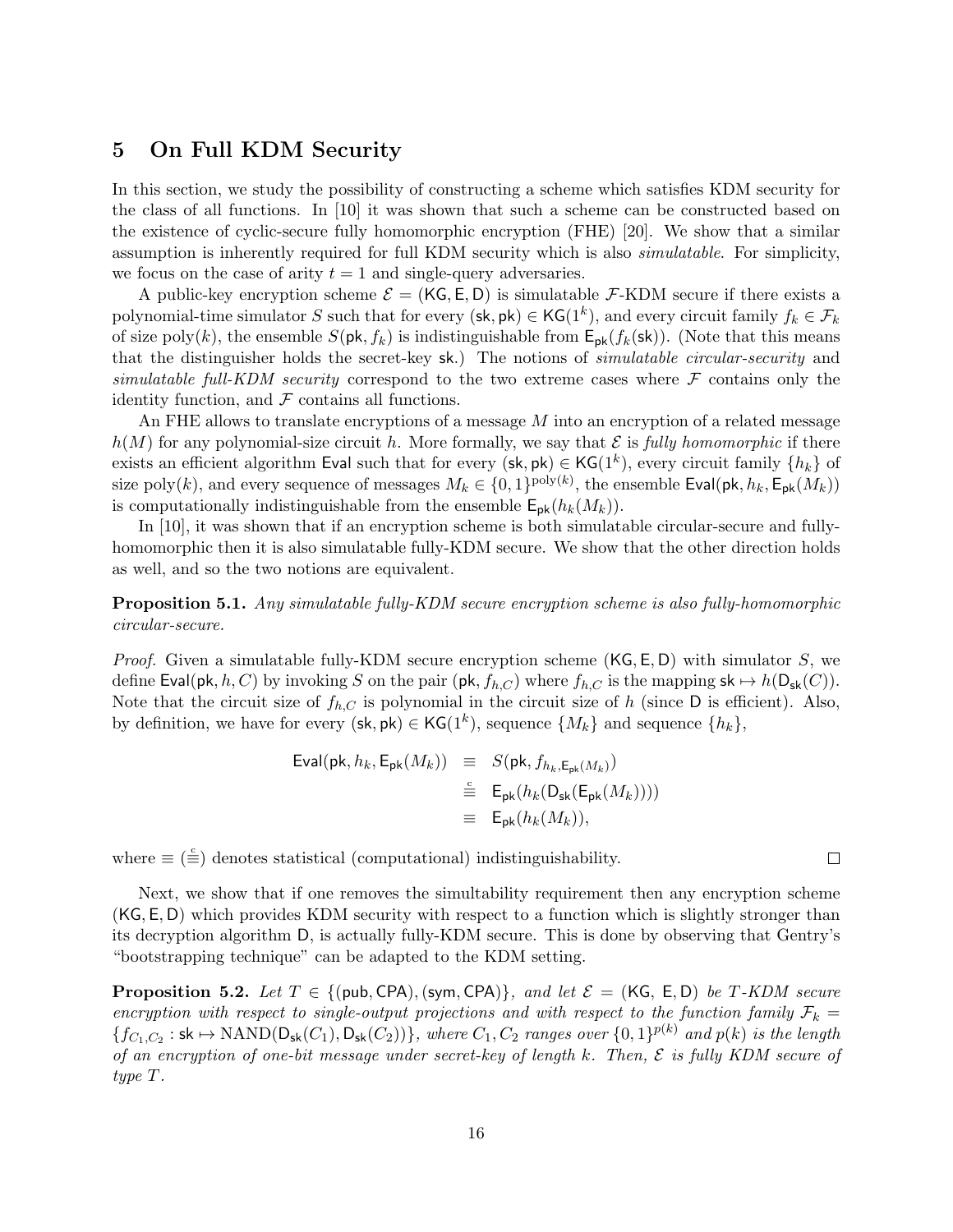## 5 On Full KDM Security

In this section, we study the possibility of constructing a scheme which satisfies KDM security for the class of all functions. In [10] it was shown that such a scheme can be constructed based on the existence of cyclic-secure fully homomorphic encryption (FHE) [20]. We show that a similar assumption is inherently required for full KDM security which is also *simulatable*. For simplicity, we focus on the case of arity $t = 1$ and single-query adversaries.

A public-key encryption scheme $\mathcal{E} = (\mathsf{KG}, \mathsf{E}, \mathsf{D})$ is simulatable $\mathcal{F}$-KDM secure if there exists a polynomial-time simulator $S$ such that for every $(\mathsf{sk}, \mathsf{pk}) \in \mathsf{KG}(1^k)$, and every circuit family $f_k \in \mathcal{F}_k$ of size $\mathrm{poly}(k)$, the ensemble $S(\mathsf{pk}, f_k)$ is indistinguishable from $\mathsf{E}_{\mathsf{pk}}(f_k(\mathsf{sk}))$. (Note that this means that the distinguisher holds the secret-key $\mathsf{sk}$.) The notions of *simulatable circular-security* and *simulatable full-KDM security* correspond to the two extreme cases where $\mathcal{F}$ contains only the identity function, and $\mathcal{F}$ contains all functions.

An FHE allows to translate encryptions of a message $M$ into an encryption of a related message $h(M)$ for any polynomial-size circuit $h$. More formally, we say that $\mathcal{E}$ is *fully homomorphic* if there exists an efficient algorithm $\mathsf{Eval}$ such that for every $(\mathsf{sk}, \mathsf{pk}) \in \mathsf{KG}(1^k)$, every circuit family $\{h_k\}$ of size $\mathrm{poly}(k)$, and every sequence of messages $M_k \in \{0,1\}^{\mathrm{poly}(k)}$, the ensemble $\mathsf{Eval}(\mathsf{pk}, h_k, \mathsf{E}_{\mathsf{pk}}(M_k))$ is computationally indistinguishable from the ensemble $\mathsf{E}_{\mathsf{pk}}(h_k(M_k))$.

In [10], it was shown that if an encryption scheme is both simulatable circular-secure and fully-homomorphic then it is also simulatable fully-KDM secure. We show that the other direction holds as well, and so the two notions are equivalent.

**Proposition 5.1.** *Any simulatable fully-KDM secure encryption scheme is also fully-homomorphic circular-secure.*

*Proof.* Given a simulatable fully-KDM secure encryption scheme $(\mathsf{KG}, \mathsf{E}, \mathsf{D})$ with simulator $S$, we define $\mathsf{Eval}(\mathsf{pk}, h, C)$ by invoking $S$ on the pair $(\mathsf{pk}, f_{h,C})$ where $f_{h,C}$ is the mapping $\mathsf{sk} \mapsto h(\mathsf{D}_{\mathsf{sk}}(C))$. Note that the circuit size of $f_{h,C}$ is polynomial in the circuit size of $h$ (since $\mathsf{D}$ is efficient). Also, by definition, we have for every $(\mathsf{sk}, \mathsf{pk}) \in \mathsf{KG}(1^k)$, sequence $\{M_k\}$ and sequence $\{h_k\}$,

$$
\begin{aligned}
\mathsf{Eval}(\mathsf{pk}, h_k, \mathsf{E}_{\mathsf{pk}}(M_k)) &\equiv S(\mathsf{pk}, f_{h_k, \mathsf{E}_{\mathsf{pk}}(M_k)}) \\
&\stackrel{c}{\equiv} \mathsf{E}_{\mathsf{pk}}(h_k(\mathsf{D}_{\mathsf{sk}}(\mathsf{E}_{\mathsf{pk}}(M_k)))) \\
&\equiv \mathsf{E}_{\mathsf{pk}}(h_k(M_k)),
\end{aligned}
$$

where $\equiv$ ($\stackrel{c}{\equiv}$) denotes statistical (computational) indistinguishability. $\square$

Next, we show that if one removes the simultability requirement then any encryption scheme $(\mathsf{KG}, \mathsf{E}, \mathsf{D})$ which provides KDM security with respect to a function which is slightly stronger than its decryption algorithm $\mathsf{D}$, is actually fully-KDM secure. This is done by observing that Gentry's "bootstrapping technique" can be adapted to the KDM setting.

**Proposition 5.2.** *Let $T \in \{(\mathsf{pub}, \mathsf{CPA}), (\mathsf{sym}, \mathsf{CPA})\}$, and let $\mathcal{E} = (\mathsf{KG}, \mathsf{E}, \mathsf{D})$ be $T$-KDM secure encryption with respect to single-output projections and with respect to the function family $\mathcal{F}_k = \{f_{C_1,C_2} : \mathsf{sk} \mapsto \mathrm{NAND}(\mathsf{D}_{\mathsf{sk}}(C_1), \mathsf{D}_{\mathsf{sk}}(C_2))\}$, where $C_1, C_2$ ranges over $\{0,1\}^{p(k)}$ and $p(k)$ is the length of an encryption of one-bit message under secret-key of length $k$. Then, $\mathcal{E}$ is fully KDM secure of type $T$.*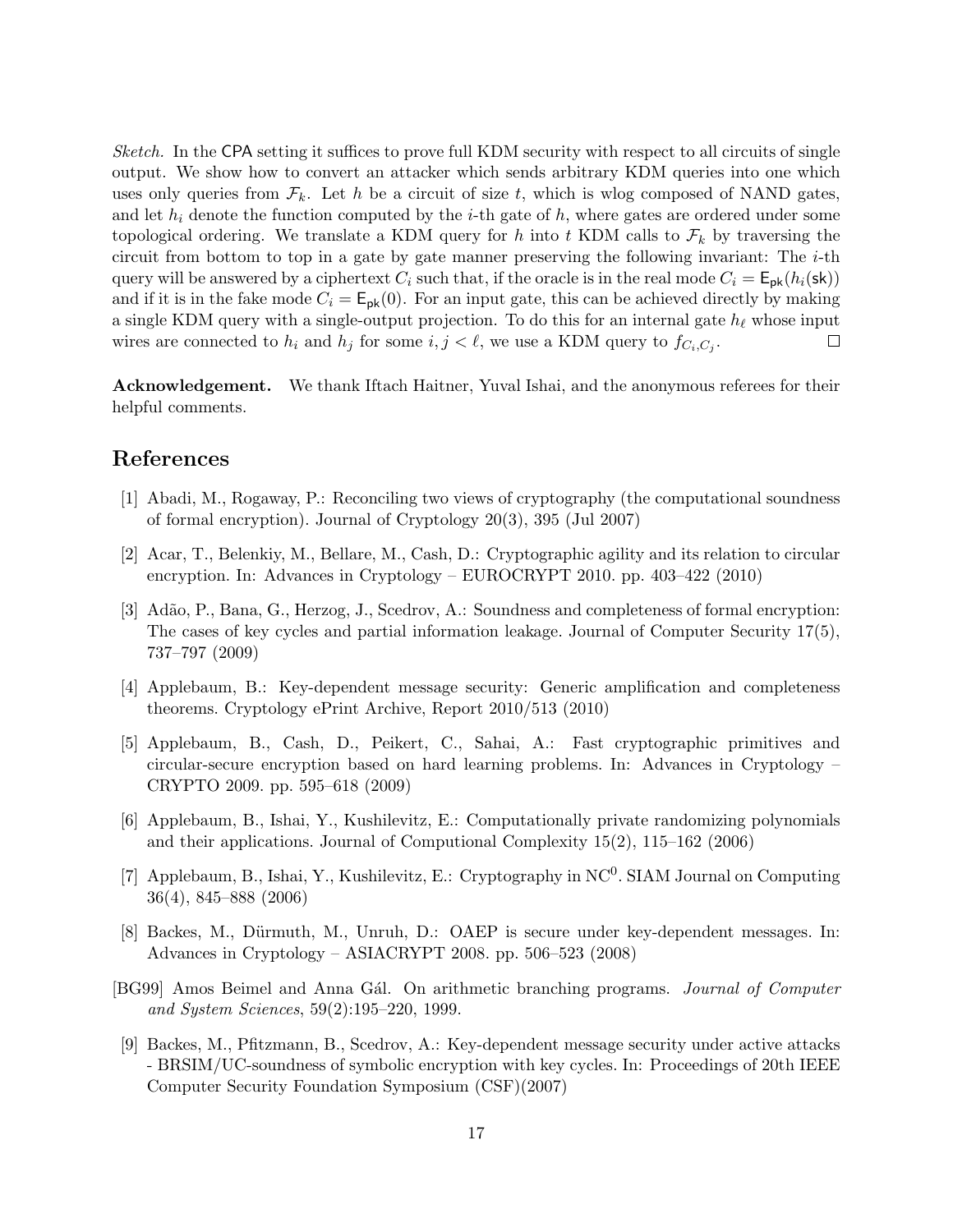*Sketch.* In the CPA setting it suffices to prove full KDM security with respect to all circuits of single output. We show how to convert an attacker which sends arbitrary KDM queries into one which uses only queries from $\mathcal{F}_k$. Let $h$ be a circuit of size $t$, which is wlog composed of NAND gates, and let $h_i$ denote the function computed by the $i$-th gate of $h$, where gates are ordered under some topological ordering. We translate a KDM query for $h$ into $t$ KDM calls to $\mathcal{F}_k$ by traversing the circuit from bottom to top in a gate by gate manner preserving the following invariant: The $i$-th query will be answered by a ciphertext $C_i$ such that, if the oracle is in the real mode $C_i = \mathsf{E}_{\mathsf{pk}}(h_i(\mathsf{sk}))$ and if it is in the fake mode $C_i = \mathsf{E}_{\mathsf{pk}}(0)$. For an input gate, this can be achieved directly by making a single KDM query with a single-output projection. To do this for an internal gate $h_\ell$ whose input wires are connected to $h_i$ and $h_j$ for some $i, j < \ell$, we use a KDM query to $f_{C_i,C_j}$. □

**Acknowledgement.** We thank Iftach Haitner, Yuval Ishai, and the anonymous referees for their helpful comments.

## References

[1] Abadi, M., Rogaway, P.: Reconciling two views of cryptography (the computational soundness of formal encryption). Journal of Cryptology 20(3), 395 (Jul 2007)

[2] Acar, T., Belenkiy, M., Bellare, M., Cash, D.: Cryptographic agility and its relation to circular encryption. In: Advances in Cryptology – EUROCRYPT 2010. pp. 403–422 (2010)

[3] Adão, P., Bana, G., Herzog, J., Scedrov, A.: Soundness and completeness of formal encryption: The cases of key cycles and partial information leakage. Journal of Computer Security 17(5), 737–797 (2009)

[4] Applebaum, B.: Key-dependent message security: Generic amplification and completeness theorems. Cryptology ePrint Archive, Report 2010/513 (2010)

[5] Applebaum, B., Cash, D., Peikert, C., Sahai, A.: Fast cryptographic primitives and circular-secure encryption based on hard learning problems. In: Advances in Cryptology – CRYPTO 2009. pp. 595–618 (2009)

[6] Applebaum, B., Ishai, Y., Kushilevitz, E.: Computationally private randomizing polynomials and their applications. Journal of Computional Complexity 15(2), 115–162 (2006)

[7] Applebaum, B., Ishai, Y., Kushilevitz, E.: Cryptography in $\mathrm{NC}^0$. SIAM Journal on Computing 36(4), 845–888 (2006)

[8] Backes, M., Dürmuth, M., Unruh, D.: OAEP is secure under key-dependent messages. In: Advances in Cryptology – ASIACRYPT 2008. pp. 506–523 (2008)

[BG99] Amos Beimel and Anna Gál. On arithmetic branching programs. *Journal of Computer and System Sciences*, 59(2):195–220, 1999.

[9] Backes, M., Pfitzmann, B., Scedrov, A.: Key-dependent message security under active attacks - BRSIM/UC-soundness of symbolic encryption with key cycles. In: Proceedings of 20th IEEE Computer Security Foundation Symposium (CSF)(2007)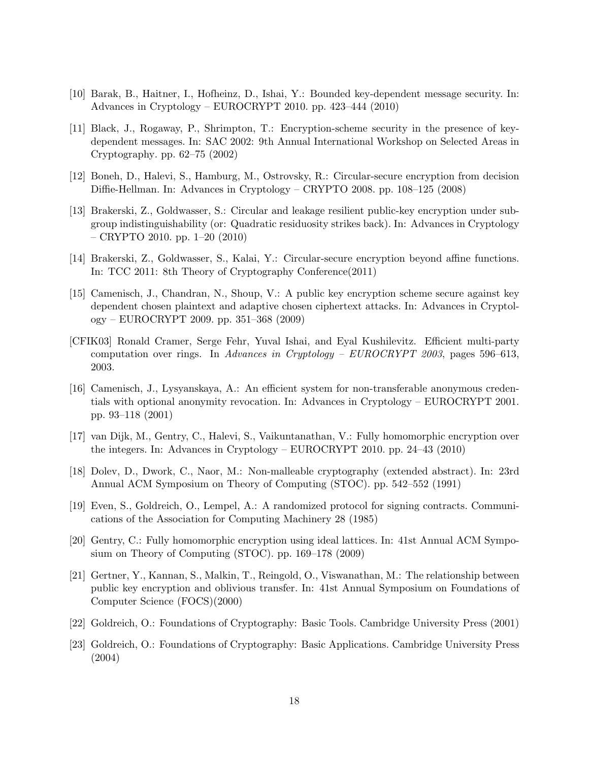[10] Barak, B., Haitner, I., Hofheinz, D., Ishai, Y.: Bounded key-dependent message security. In: Advances in Cryptology – EUROCRYPT 2010. pp. 423–444 (2010)

[11] Black, J., Rogaway, P., Shrimpton, T.: Encryption-scheme security in the presence of key-dependent messages. In: SAC 2002: 9th Annual International Workshop on Selected Areas in Cryptography. pp. 62–75 (2002)

[12] Boneh, D., Halevi, S., Hamburg, M., Ostrovsky, R.: Circular-secure encryption from decision Diffie-Hellman. In: Advances in Cryptology – CRYPTO 2008. pp. 108–125 (2008)

[13] Brakerski, Z., Goldwasser, S.: Circular and leakage resilient public-key encryption under subgroup indistinguishability (or: Quadratic residuosity strikes back). In: Advances in Cryptology – CRYPTO 2010. pp. 1–20 (2010)

[14] Brakerski, Z., Goldwasser, S., Kalai, Y.: Circular-secure encryption beyond affine functions. In: TCC 2011: 8th Theory of Cryptography Conference(2011)

[15] Camenisch, J., Chandran, N., Shoup, V.: A public key encryption scheme secure against key dependent chosen plaintext and adaptive chosen ciphertext attacks. In: Advances in Cryptology – EUROCRYPT 2009. pp. 351–368 (2009)

[CFIK03] Ronald Cramer, Serge Fehr, Yuval Ishai, and Eyal Kushilevitz. Efficient multi-party computation over rings. In *Advances in Cryptology – EUROCRYPT 2003*, pages 596–613, 2003.

[16] Camenisch, J., Lysyanskaya, A.: An efficient system for non-transferable anonymous credentials with optional anonymity revocation. In: Advances in Cryptology – EUROCRYPT 2001. pp. 93–118 (2001)

[17] van Dijk, M., Gentry, C., Halevi, S., Vaikuntanathan, V.: Fully homomorphic encryption over the integers. In: Advances in Cryptology – EUROCRYPT 2010. pp. 24–43 (2010)

[18] Dolev, D., Dwork, C., Naor, M.: Non-malleable cryptography (extended abstract). In: 23rd Annual ACM Symposium on Theory of Computing (STOC). pp. 542–552 (1991)

[19] Even, S., Goldreich, O., Lempel, A.: A randomized protocol for signing contracts. Communications of the Association for Computing Machinery 28 (1985)

[20] Gentry, C.: Fully homomorphic encryption using ideal lattices. In: 41st Annual ACM Symposium on Theory of Computing (STOC). pp. 169–178 (2009)

[21] Gertner, Y., Kannan, S., Malkin, T., Reingold, O., Viswanathan, M.: The relationship between public key encryption and oblivious transfer. In: 41st Annual Symposium on Foundations of Computer Science (FOCS)(2000)

[22] Goldreich, O.: Foundations of Cryptography: Basic Tools. Cambridge University Press (2001)

[23] Goldreich, O.: Foundations of Cryptography: Basic Applications. Cambridge University Press (2004)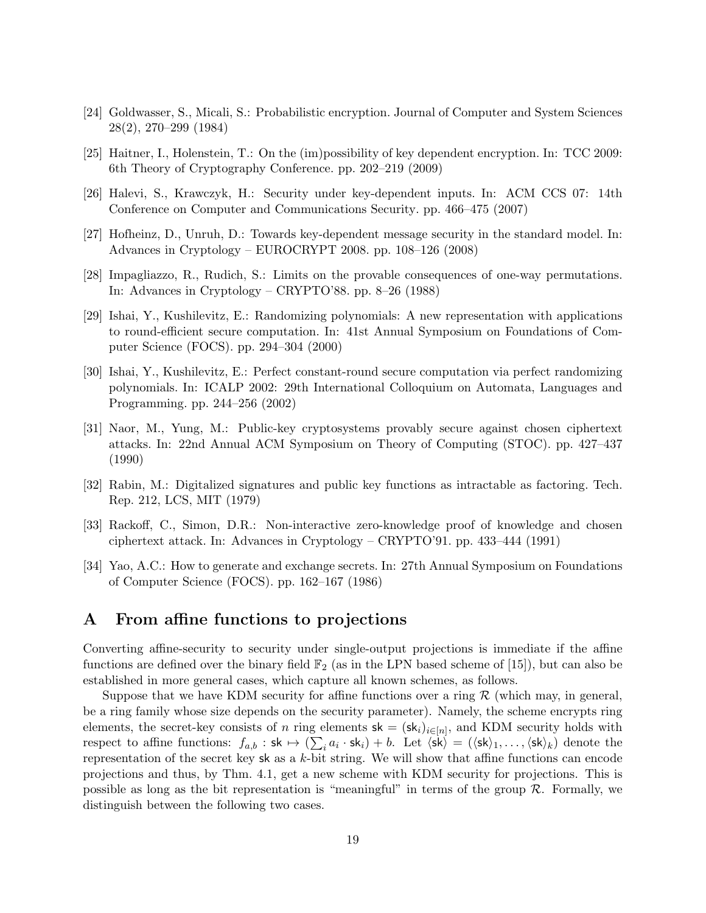[24] Goldwasser, S., Micali, S.: Probabilistic encryption. Journal of Computer and System Sciences 28(2), 270–299 (1984)

[25] Haitner, I., Holenstein, T.: On the (im)possibility of key dependent encryption. In: TCC 2009: 6th Theory of Cryptography Conference. pp. 202–219 (2009)

[26] Halevi, S., Krawczyk, H.: Security under key-dependent inputs. In: ACM CCS 07: 14th Conference on Computer and Communications Security. pp. 466–475 (2007)

[27] Hofheinz, D., Unruh, D.: Towards key-dependent message security in the standard model. In: Advances in Cryptology – EUROCRYPT 2008. pp. 108–126 (2008)

[28] Impagliazzo, R., Rudich, S.: Limits on the provable consequences of one-way permutations. In: Advances in Cryptology – CRYPTO'88. pp. 8–26 (1988)

[29] Ishai, Y., Kushilevitz, E.: Randomizing polynomials: A new representation with applications to round-efficient secure computation. In: 41st Annual Symposium on Foundations of Computer Science (FOCS). pp. 294–304 (2000)

[30] Ishai, Y., Kushilevitz, E.: Perfect constant-round secure computation via perfect randomizing polynomials. In: ICALP 2002: 29th International Colloquium on Automata, Languages and Programming. pp. 244–256 (2002)

[31] Naor, M., Yung, M.: Public-key cryptosystems provably secure against chosen ciphertext attacks. In: 22nd Annual ACM Symposium on Theory of Computing (STOC). pp. 427–437 (1990)

[32] Rabin, M.: Digitalized signatures and public key functions as intractable as factoring. Tech. Rep. 212, LCS, MIT (1979)

[33] Rackoff, C., Simon, D.R.: Non-interactive zero-knowledge proof of knowledge and chosen ciphertext attack. In: Advances in Cryptology – CRYPTO'91. pp. 433–444 (1991)

[34] Yao, A.C.: How to generate and exchange secrets. In: 27th Annual Symposium on Foundations of Computer Science (FOCS). pp. 162–167 (1986)

# A From affine functions to projections

Converting affine-security to security under single-output projections is immediate if the affine functions are defined over the binary field $\mathbb{F}_2$ (as in the LPN based scheme of [15]), but can also be established in more general cases, which capture all known schemes, as follows.

Suppose that we have KDM security for affine functions over a ring $\mathcal{R}$ (which may, in general, be a ring family whose size depends on the security parameter). Namely, the scheme encrypts ring elements, the secret-key consists of $n$ ring elements $\mathsf{sk} = (\mathsf{sk}_i)_{i\in[n]}$, and KDM security holds with respect to affine functions: $f_{a,b} : \mathsf{sk} \mapsto (\sum_i a_i \cdot \mathsf{sk}_i) + b$. Let $\langle \mathsf{sk} \rangle = (\langle \mathsf{sk} \rangle_1, \ldots, \langle \mathsf{sk} \rangle_k)$ denote the representation of the secret key $\mathsf{sk}$ as a $k$-bit string. We will show that affine functions can encode projections and thus, by Thm. 4.1, get a new scheme with KDM security for projections. This is possible as long as the bit representation is "meaningful" in terms of the group $\mathcal{R}$. Formally, we distinguish between the following two cases.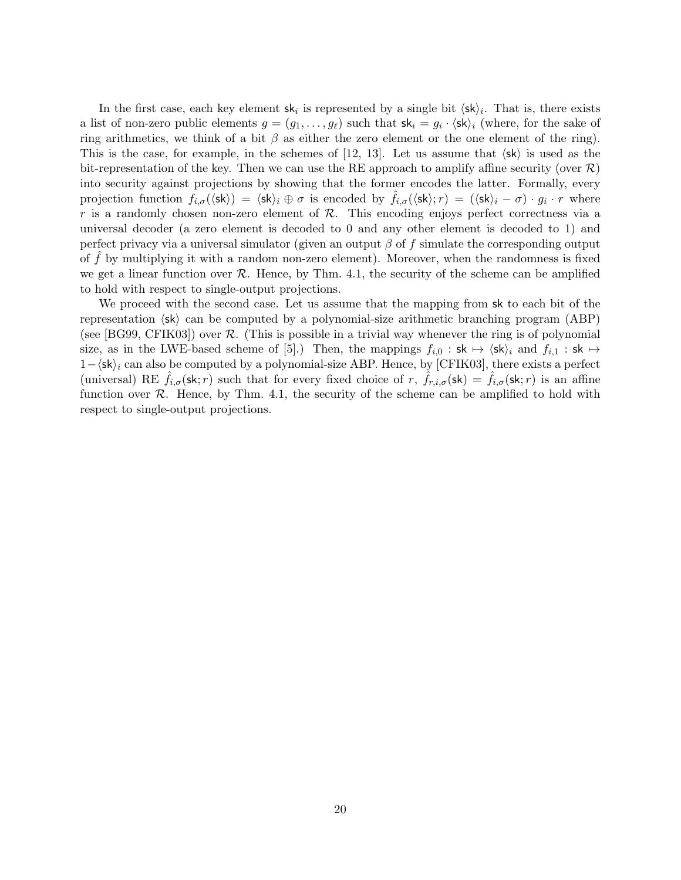In the first case, each key element $\mathsf{sk}_i$ is represented by a single bit $\langle \mathsf{sk} \rangle_i$. That is, there exists a list of non-zero public elements $g = (g_1, \ldots, g_\ell)$ such that $\mathsf{sk}_i = g_i \cdot \langle \mathsf{sk} \rangle_i$ (where, for the sake of ring arithmetics, we think of a bit $\beta$ as either the zero element or the one element of the ring). This is the case, for example, in the schemes of [12, 13]. Let us assume that $\langle \mathsf{sk} \rangle$ is used as the bit-representation of the key. Then we can use the RE approach to amplify affine security (over $\mathcal{R}$) into security against projections by showing that the former encodes the latter. Formally, every projection function $f_{i,\sigma}(\langle \mathsf{sk} \rangle) = \langle \mathsf{sk} \rangle_i \oplus \sigma$ is encoded by $\hat{f}_{i,\sigma}(\langle \mathsf{sk} \rangle; r) = (\langle \mathsf{sk} \rangle_i - \sigma) \cdot g_i \cdot r$ where $r$ is a randomly chosen non-zero element of $\mathcal{R}$. This encoding enjoys perfect correctness via a universal decoder (a zero element is decoded to 0 and any other element is decoded to 1) and perfect privacy via a universal simulator (given an output $\beta$ of $f$ simulate the corresponding output of $\hat{f}$ by multiplying it with a random non-zero element). Moreover, when the randomness is fixed we get a linear function over $\mathcal{R}$. Hence, by Thm. 4.1, the security of the scheme can be amplified to hold with respect to single-output projections.

We proceed with the second case. Let us assume that the mapping from $\mathsf{sk}$ to each bit of the representation $\langle \mathsf{sk} \rangle$ can be computed by a polynomial-size arithmetic branching program (ABP) (see [BG99, CFIK03]) over $\mathcal{R}$. (This is possible in a trivial way whenever the ring is of polynomial size, as in the LWE-based scheme of [5].) Then, the mappings $f_{i,0} : \mathsf{sk} \mapsto \langle \mathsf{sk} \rangle_i$ and $f_{i,1} : \mathsf{sk} \mapsto 1 - \langle \mathsf{sk} \rangle_i$ can also be computed by a polynomial-size ABP. Hence, by [CFIK03], there exists a perfect (universal) RE $\hat{f}_{i,\sigma}(\mathsf{sk}; r)$ such that for every fixed choice of $r$, $\hat{f}_{r,i,\sigma}(\mathsf{sk}) = \hat{f}_{i,\sigma}(\mathsf{sk}; r)$ is an affine function over $\mathcal{R}$. Hence, by Thm. 4.1, the security of the scheme can be amplified to hold with respect to single-output projections.